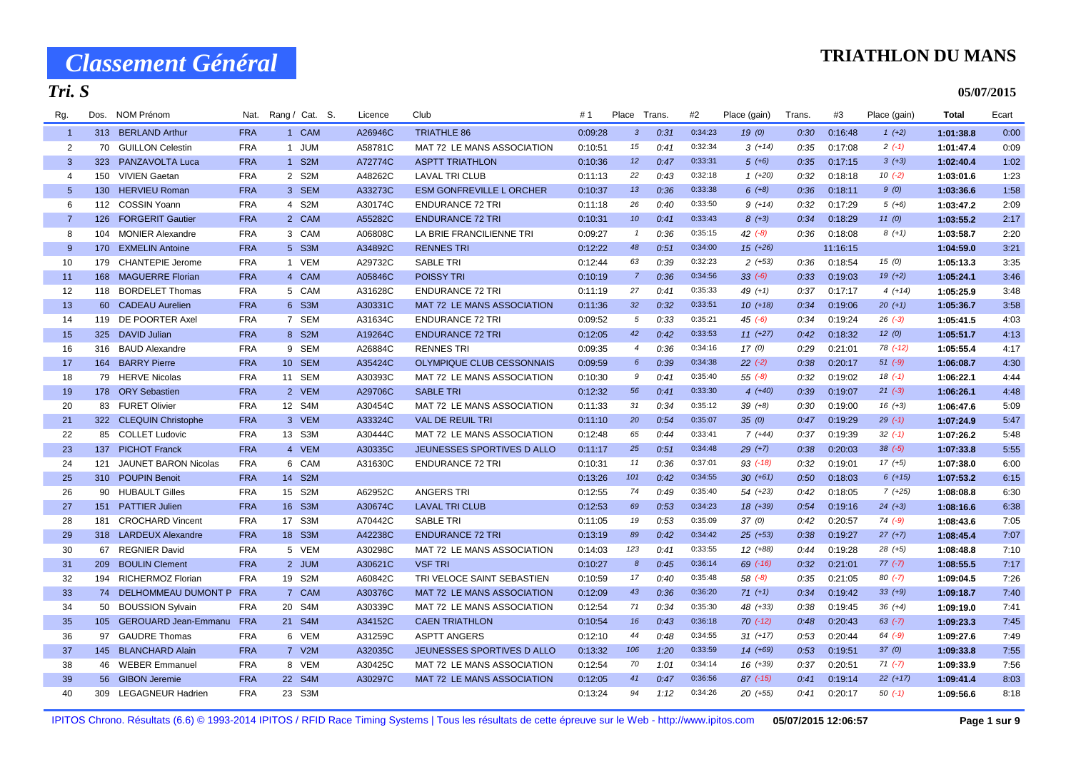# Classement Général

## TRIATHLON DU MANS

### Tri. S

05/07/2015

| Rg. | Dos. | NOM Prénom | Nat. | Rang / Cat. | S. | Licence | Club | #1 | Place | Trans. | #2 | Place (gain) | Trans. | #3 | Place (gain) | Total | Ecart |
|---|---|---|---|---|---|---|---|---|---|---|---|---|---|---|---|---|---|
| 1 | 313 | BERLAND Arthur | FRA | 1 CAM | | A26946C | TRIATHLE 86 | 0:09:28 | 3 | 0:31 | 0:34:23 | 19 (0) | 0:30 | 0:16:48 | 1 (+2) | 1:01:38.8 | 0:00 |
| 2 | 70 | GUILLON Celestin | FRA | 1 JUM | | A58781C | MAT 72 LE MANS ASSOCIATION | 0:10:51 | 15 | 0:41 | 0:32:34 | 3 (+14) | 0:35 | 0:17:08 | 2 (-1) | 1:01:47.4 | 0:09 |
| 3 | 323 | PANZAVOLTA Luca | FRA | 1 S2M | | A72774C | ASPTT TRIATHLON | 0:10:36 | 12 | 0:47 | 0:33:31 | 5 (+6) | 0:35 | 0:17:15 | 3 (+3) | 1:02:40.4 | 1:02 |
| 4 | 150 | VIVIEN Gaetan | FRA | 2 S2M | | A48262C | LAVAL TRI CLUB | 0:11:13 | 22 | 0:43 | 0:32:18 | 1 (+20) | 0:32 | 0:18:18 | 10 (-2) | 1:03:01.6 | 1:23 |
| 5 | 130 | HERVIEU Roman | FRA | 3 SEM | | A33273C | ESM GONFREVILLE L ORCHER | 0:10:37 | 13 | 0:36 | 0:33:38 | 6 (+8) | 0:36 | 0:18:11 | 9 (0) | 1:03:36.6 | 1:58 |
| 6 | 112 | COSSIN Yoann | FRA | 4 S2M | | A30174C | ENDURANCE 72 TRI | 0:11:18 | 26 | 0:40 | 0:33:50 | 9 (+14) | 0:32 | 0:17:29 | 5 (+6) | 1:03:47.2 | 2:09 |
| 7 | 126 | FORGERIT Gautier | FRA | 2 CAM | | A55282C | ENDURANCE 72 TRI | 0:10:31 | 10 | 0:41 | 0:33:43 | 8 (+3) | 0:34 | 0:18:29 | 11 (0) | 1:03:55.2 | 2:17 |
| 8 | 104 | MONIER Alexandre | FRA | 3 CAM | | A06808C | LA BRIE FRANCILIENNE TRI | 0:09:27 | 1 | 0:36 | 0:35:15 | 42 (-8) | 0:36 | 0:18:08 | 8 (+1) | 1:03:58.7 | 2:20 |
| 9 | 170 | EXMELIN Antoine | FRA | 5 S3M | | A34892C | RENNES TRI | 0:12:22 | 48 | 0:51 | 0:34:00 | 15 (+26) | | 11:16:15 | | 1:04:59.0 | 3:21 |
| 10 | 179 | CHANTEPIE Jerome | FRA | 1 VEM | | A29732C | SABLE TRI | 0:12:44 | 63 | 0:39 | 0:32:23 | 2 (+53) | 0:36 | 0:18:54 | 15 (0) | 1:05:13.3 | 3:35 |
| 11 | 168 | MAGUERRE Florian | FRA | 4 CAM | | A05846C | POISSY TRI | 0:10:19 | 7 | 0:36 | 0:34:56 | 33 (-6) | 0:33 | 0:19:03 | 19 (+2) | 1:05:24.1 | 3:46 |
| 12 | 118 | BORDELET Thomas | FRA | 5 CAM | | A31628C | ENDURANCE 72 TRI | 0:11:19 | 27 | 0:41 | 0:35:33 | 49 (+1) | 0:37 | 0:17:17 | 4 (+14) | 1:05:25.9 | 3:48 |
| 13 | 60 | CADEAU Aurelien | FRA | 6 S3M | | A30331C | MAT 72 LE MANS ASSOCIATION | 0:11:36 | 32 | 0:32 | 0:33:51 | 10 (+18) | 0:34 | 0:19:06 | 20 (+1) | 1:05:36.7 | 3:58 |
| 14 | 119 | DE POORTER Axel | FRA | 7 SEM | | A31634C | ENDURANCE 72 TRI | 0:09:52 | 5 | 0:33 | 0:35:21 | 45 (-6) | 0:34 | 0:19:24 | 26 (-3) | 1:05:41.5 | 4:03 |
| 15 | 325 | DAVID Julian | FRA | 8 S2M | | A19264C | ENDURANCE 72 TRI | 0:12:05 | 42 | 0:42 | 0:33:53 | 11 (+27) | 0:42 | 0:18:32 | 12 (0) | 1:05:51.7 | 4:13 |
| 16 | 316 | BAUD Alexandre | FRA | 9 SEM | | A26884C | RENNES TRI | 0:09:35 | 4 | 0:36 | 0:34:16 | 17 (0) | 0:29 | 0:21:01 | 78 (-12) | 1:05:55.4 | 4:17 |
| 17 | 164 | BARRY Pierre | FRA | 10 SEM | | A35424C | OLYMPIQUE CLUB CESSONNAIS | 0:09:59 | 6 | 0:39 | 0:34:38 | 22 (-2) | 0:38 | 0:20:17 | 51 (-9) | 1:06:08.7 | 4:30 |
| 18 | 79 | HERVE Nicolas | FRA | 11 SEM | | A30393C | MAT 72 LE MANS ASSOCIATION | 0:10:30 | 9 | 0:41 | 0:35:40 | 55 (-8) | 0:32 | 0:19:02 | 18 (-1) | 1:06:22.1 | 4:44 |
| 19 | 178 | ORY Sebastien | FRA | 2 VEM | | A29706C | SABLE TRI | 0:12:32 | 56 | 0:41 | 0:33:30 | 4 (+40) | 0:39 | 0:19:07 | 21 (-3) | 1:06:26.1 | 4:48 |
| 20 | 83 | FURET Olivier | FRA | 12 S4M | | A30454C | MAT 72 LE MANS ASSOCIATION | 0:11:33 | 31 | 0:34 | 0:35:12 | 39 (+8) | 0:30 | 0:19:00 | 16 (+3) | 1:06:47.6 | 5:09 |
| 21 | 322 | CLEQUIN Christophe | FRA | 3 VEM | | A33324C | VAL DE REUIL TRI | 0:11:10 | 20 | 0:54 | 0:35:07 | 35 (0) | 0:47 | 0:19:29 | 29 (-1) | 1:07:24.9 | 5:47 |
| 22 | 85 | COLLET Ludovic | FRA | 13 S3M | | A30444C | MAT 72 LE MANS ASSOCIATION | 0:12:48 | 65 | 0:44 | 0:33:41 | 7 (+44) | 0:37 | 0:19:39 | 32 (-1) | 1:07:26.2 | 5:48 |
| 23 | 137 | PICHOT Franck | FRA | 4 VEM | | A30335C | JEUNESSES SPORTIVES D ALLO | 0:11:17 | 25 | 0:51 | 0:34:48 | 29 (+7) | 0:38 | 0:20:03 | 38 (-5) | 1:07:33.8 | 5:55 |
| 24 | 121 | JAUNET BARON Nicolas | FRA | 6 CAM | | A31630C | ENDURANCE 72 TRI | 0:10:31 | 11 | 0:36 | 0:37:01 | 93 (-18) | 0:32 | 0:19:01 | 17 (+5) | 1:07:38.0 | 6:00 |
| 25 | 310 | POUPIN Benoit | FRA | 14 S2M | | | | 0:13:26 | 101 | 0:42 | 0:34:55 | 30 (+61) | 0:50 | 0:18:03 | 6 (+15) | 1:07:53.2 | 6:15 |
| 26 | 90 | HUBAULT Gilles | FRA | 15 S2M | | A62952C | ANGERS TRI | 0:12:55 | 74 | 0:49 | 0:35:40 | 54 (+23) | 0:42 | 0:18:05 | 7 (+25) | 1:08:08.8 | 6:30 |
| 27 | 151 | PATTIER Julien | FRA | 16 S3M | | A30674C | LAVAL TRI CLUB | 0:12:53 | 69 | 0:53 | 0:34:23 | 18 (+39) | 0:54 | 0:19:16 | 24 (+3) | 1:08:16.6 | 6:38 |
| 28 | 181 | CROCHARD Vincent | FRA | 17 S3M | | A70442C | SABLE TRI | 0:11:05 | 19 | 0:53 | 0:35:09 | 37 (0) | 0:42 | 0:20:57 | 74 (-9) | 1:08:43.6 | 7:05 |
| 29 | 318 | LARDEUX Alexandre | FRA | 18 S3M | | A42238C | ENDURANCE 72 TRI | 0:13:19 | 89 | 0:42 | 0:34:42 | 25 (+53) | 0:38 | 0:19:27 | 27 (+7) | 1:08:45.4 | 7:07 |
| 30 | 67 | REGNIER David | FRA | 5 VEM | | A30298C | MAT 72 LE MANS ASSOCIATION | 0:14:03 | 123 | 0:41 | 0:33:55 | 12 (+88) | 0:44 | 0:19:28 | 28 (+5) | 1:08:48.8 | 7:10 |
| 31 | 209 | BOULIN Clement | FRA | 2 JUM | | A30621C | VSF TRI | 0:10:27 | 8 | 0:45 | 0:36:14 | 69 (-16) | 0:32 | 0:21:01 | 77 (-7) | 1:08:55.5 | 7:17 |
| 32 | 194 | RICHERMOZ Florian | FRA | 19 S2M | | A60842C | TRI VELOCE SAINT SEBASTIEN | 0:10:59 | 17 | 0:40 | 0:35:48 | 58 (-8) | 0:35 | 0:21:05 | 80 (-7) | 1:09:04.5 | 7:26 |
| 33 | 74 | DELHOMMEAU DUMONT P | FRA | 7 CAM | | A30376C | MAT 72 LE MANS ASSOCIATION | 0:12:09 | 43 | 0:36 | 0:36:20 | 71 (+1) | 0:34 | 0:19:42 | 33 (+9) | 1:09:18.7 | 7:40 |
| 34 | 50 | BOUSSION Sylvain | FRA | 20 S4M | | A30339C | MAT 72 LE MANS ASSOCIATION | 0:12:54 | 71 | 0:34 | 0:35:30 | 48 (+33) | 0:38 | 0:19:45 | 36 (+4) | 1:09:19.0 | 7:41 |
| 35 | 105 | GEROUARD Jean-Emmanu | FRA | 21 S4M | | A34152C | CAEN TRIATHLON | 0:10:54 | 16 | 0:43 | 0:36:18 | 70 (-12) | 0:48 | 0:20:43 | 63 (-7) | 1:09:23.3 | 7:45 |
| 36 | 97 | GAUDRE Thomas | FRA | 6 VEM | | A31259C | ASPTT ANGERS | 0:12:10 | 44 | 0:48 | 0:34:55 | 31 (+17) | 0:53 | 0:20:44 | 64 (-9) | 1:09:27.6 | 7:49 |
| 37 | 145 | BLANCHARD Alain | FRA | 7 V2M | | A32035C | JEUNESSES SPORTIVES D ALLO | 0:13:32 | 106 | 1:20 | 0:33:59 | 14 (+69) | 0:53 | 0:19:51 | 37 (0) | 1:09:33.8 | 7:55 |
| 38 | 46 | WEBER Emmanuel | FRA | 8 VEM | | A30425C | MAT 72 LE MANS ASSOCIATION | 0:12:54 | 70 | 1:01 | 0:34:14 | 16 (+39) | 0:37 | 0:20:51 | 71 (-7) | 1:09:33.9 | 7:56 |
| 39 | 56 | GIBON Jeremie | FRA | 22 S4M | | A30297C | MAT 72 LE MANS ASSOCIATION | 0:12:05 | 41 | 0:47 | 0:36:56 | 87 (-15) | 0:41 | 0:19:14 | 22 (+17) | 1:09:41.4 | 8:03 |
| 40 | 309 | LEGAGNEUR Hadrien | FRA | 23 S3M | | | | 0:13:24 | 94 | 1:12 | 0:34:26 | 20 (+55) | 0:41 | 0:20:17 | 50 (-1) | 1:09:56.6 | 8:18 |

IPITOS Chrono. Résultats (6.6) © 1993-2014 IPITOS / RFID Race Timing Systems | Tous les résultats de cette épreuve sur le Web - http://www.ipitos.com 05/07/2015 12:06:57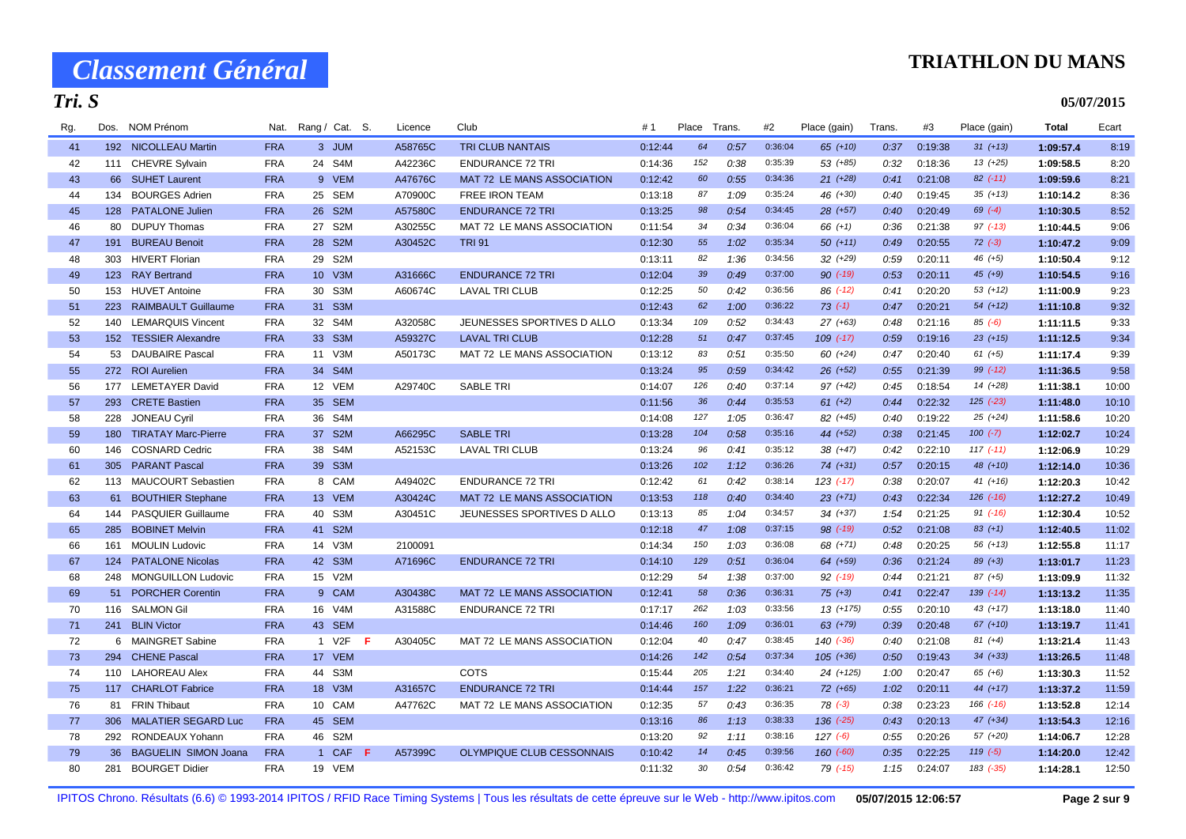# Classement Général

**TRIATHLON DU MANS**

**Tri. S**

**05/07/2015**

| Rg. | Dos. | NOM Prénom | Nat. | Rang / Cat. | S. | Licence | Club | #1 | Place | Trans. | #2 | Place (gain) | Trans. | #3 | Place (gain) | Total | Ecart |
|---|---|---|---|---|---|---|---|---|---|---|---|---|---|---|---|---|---|
| 41 | 192 | NICOLLEAU Martin | FRA | 3 JUM | | A58765C | TRI CLUB NANTAIS | 0:12:44 | 64 | 0:57 | 0:36:04 | 65 (+10) | 0:37 | 0:19:38 | 31 (+13) | 1:09:57.4 | 8:19 |
| 42 | 111 | CHEVRE Sylvain | FRA | 24 S4M | | A42236C | ENDURANCE 72 TRI | 0:14:36 | 152 | 0:38 | 0:35:39 | 53 (+85) | 0:32 | 0:18:36 | 13 (+25) | 1:09:58.5 | 8:20 |
| 43 | 66 | SUHET Laurent | FRA | 9 VEM | | A47676C | MAT 72 LE MANS ASSOCIATION | 0:12:42 | 60 | 0:55 | 0:34:36 | 21 (+28) | 0:41 | 0:21:08 | 82 (-11) | 1:09:59.6 | 8:21 |
| 44 | 134 | BOURGES Adrien | FRA | 25 SEM | | A70900C | FREE IRON TEAM | 0:13:18 | 87 | 1:09 | 0:35:24 | 46 (+30) | 0:40 | 0:19:45 | 35 (+13) | 1:10:14.2 | 8:36 |
| 45 | 128 | PATALONE Julien | FRA | 26 S2M | | A57580C | ENDURANCE 72 TRI | 0:13:25 | 98 | 0:54 | 0:34:45 | 28 (+57) | 0:40 | 0:20:49 | 69 (-4) | 1:10:30.5 | 8:52 |
| 46 | 80 | DUPUY Thomas | FRA | 27 S2M | | A30255C | MAT 72 LE MANS ASSOCIATION | 0:11:54 | 34 | 0:34 | 0:36:04 | 66 (+1) | 0:36 | 0:21:38 | 97 (-13) | 1:10:44.5 | 9:06 |
| 47 | 191 | BUREAU Benoit | FRA | 28 S2M | | A30452C | TRI 91 | 0:12:30 | 55 | 1:02 | 0:35:34 | 50 (+11) | 0:49 | 0:20:55 | 72 (-3) | 1:10:47.2 | 9:09 |
| 48 | 303 | HIVERT Florian | FRA | 29 S2M | | | | 0:13:11 | 82 | 1:36 | 0:34:56 | 32 (+29) | 0:59 | 0:20:11 | 46 (+5) | 1:10:50.4 | 9:12 |
| 49 | 123 | RAY Bertrand | FRA | 10 V3M | | A31666C | ENDURANCE 72 TRI | 0:12:04 | 39 | 0:49 | 0:37:00 | 90 (-19) | 0:53 | 0:20:11 | 45 (+9) | 1:10:54.5 | 9:16 |
| 50 | 153 | HUVET Antoine | FRA | 30 S3M | | A60674C | LAVAL TRI CLUB | 0:12:25 | 50 | 0:42 | 0:36:56 | 86 (-12) | 0:41 | 0:20:20 | 53 (+12) | 1:11:00.9 | 9:23 |
| 51 | 223 | RAIMBAULT Guillaume | FRA | 31 S3M | | | | 0:12:43 | 62 | 1:00 | 0:36:22 | 73 (-1) | 0:47 | 0:20:21 | 54 (+12) | 1:11:10.8 | 9:32 |
| 52 | 140 | LEMARQUIS Vincent | FRA | 32 S4M | | A32058C | JEUNESSES SPORTIVES D ALLO | 0:13:34 | 109 | 0:52 | 0:34:43 | 27 (+63) | 0:48 | 0:21:16 | 85 (-6) | 1:11:11.5 | 9:33 |
| 53 | 152 | TESSIER Alexandre | FRA | 33 S3M | | A59327C | LAVAL TRI CLUB | 0:12:28 | 51 | 0:47 | 0:37:45 | 109 (-17) | 0:59 | 0:19:16 | 23 (+15) | 1:11:12.5 | 9:34 |
| 54 | 53 | DAUBAIRE Pascal | FRA | 11 V3M | | A50173C | MAT 72 LE MANS ASSOCIATION | 0:13:12 | 83 | 0:51 | 0:35:50 | 60 (+24) | 0:47 | 0:20:40 | 61 (+5) | 1:11:17.4 | 9:39 |
| 55 | 272 | ROI Aurelien | FRA | 34 S4M | | | | 0:13:24 | 95 | 0:59 | 0:34:42 | 26 (+52) | 0:55 | 0:21:39 | 99 (-12) | 1:11:36.5 | 9:58 |
| 56 | 177 | LEMETAYER David | FRA | 12 VEM | | A29740C | SABLE TRI | 0:14:07 | 126 | 0:40 | 0:37:14 | 97 (+42) | 0:45 | 0:18:54 | 14 (+28) | 1:11:38.1 | 10:00 |
| 57 | 293 | CRETE Bastien | FRA | 35 SEM | | | | 0:11:56 | 36 | 0:44 | 0:35:53 | 61 (+2) | 0:44 | 0:22:32 | 125 (-23) | 1:11:48.0 | 10:10 |
| 58 | 228 | JONEAU Cyril | FRA | 36 S4M | | | | 0:14:08 | 127 | 1:05 | 0:36:47 | 82 (+45) | 0:40 | 0:19:22 | 25 (+24) | 1:11:58.6 | 10:20 |
| 59 | 180 | TIRATAY Marc-Pierre | FRA | 37 S2M | | A66295C | SABLE TRI | 0:13:28 | 104 | 0:58 | 0:35:16 | 44 (+52) | 0:38 | 0:21:45 | 100 (-7) | 1:12:02.7 | 10:24 |
| 60 | 146 | COSNARD Cedric | FRA | 38 S4M | | A52153C | LAVAL TRI CLUB | 0:13:24 | 96 | 0:41 | 0:35:12 | 38 (+47) | 0:42 | 0:22:10 | 117 (-11) | 1:12:06.9 | 10:29 |
| 61 | 305 | PARANT Pascal | FRA | 39 S3M | | | | 0:13:26 | 102 | 1:12 | 0:36:26 | 74 (+31) | 0:57 | 0:20:15 | 48 (+10) | 1:12:14.0 | 10:36 |
| 62 | 113 | MAUCOURT Sebastien | FRA | 8 CAM | | A49402C | ENDURANCE 72 TRI | 0:12:42 | 61 | 0:42 | 0:38:14 | 123 (-17) | 0:38 | 0:20:07 | 41 (+16) | 1:12:20.3 | 10:42 |
| 63 | 61 | BOUTHIER Stephane | FRA | 13 VEM | | A30424C | MAT 72 LE MANS ASSOCIATION | 0:13:53 | 118 | 0:40 | 0:34:40 | 23 (+71) | 0:43 | 0:22:34 | 126 (-16) | 1:12:27.2 | 10:49 |
| 64 | 144 | PASQUIER Guillaume | FRA | 40 S3M | | A30451C | JEUNESSES SPORTIVES D ALLO | 0:13:13 | 85 | 1:04 | 0:34:57 | 34 (+37) | 1:54 | 0:21:25 | 91 (-16) | 1:12:30.4 | 10:52 |
| 65 | 285 | BOBINET Melvin | FRA | 41 S2M | | | | 0:12:18 | 47 | 1:08 | 0:37:15 | 98 (-19) | 0:52 | 0:21:08 | 83 (+1) | 1:12:40.5 | 11:02 |
| 66 | 161 | MOULIN Ludovic | FRA | 14 V3M | | 2100091 | | 0:14:34 | 150 | 1:03 | 0:36:08 | 68 (+71) | 0:48 | 0:20:25 | 56 (+13) | 1:12:55.8 | 11:17 |
| 67 | 124 | PATALONE Nicolas | FRA | 42 S3M | | A71696C | ENDURANCE 72 TRI | 0:14:10 | 129 | 0:51 | 0:36:04 | 64 (+59) | 0:36 | 0:21:24 | 89 (+3) | 1:13:01.7 | 11:23 |
| 68 | 248 | MONGUILLON Ludovic | FRA | 15 V2M | | | | 0:12:29 | 54 | 1:38 | 0:37:00 | 92 (-19) | 0:44 | 0:21:21 | 87 (+5) | 1:13:09.9 | 11:32 |
| 69 | 51 | PORCHER Corentin | FRA | 9 CAM | | A30438C | MAT 72 LE MANS ASSOCIATION | 0:12:41 | 58 | 0:36 | 0:36:31 | 75 (+3) | 0:41 | 0:22:47 | 139 (-14) | 1:13:13.2 | 11:35 |
| 70 | 116 | SALMON Gil | FRA | 16 V4M | | A31588C | ENDURANCE 72 TRI | 0:17:17 | 262 | 1:03 | 0:33:56 | 13 (+175) | 0:55 | 0:20:10 | 43 (+17) | 1:13:18.0 | 11:40 |
| 71 | 241 | BLIN Victor | FRA | 43 SEM | | | | 0:14:46 | 160 | 1:09 | 0:36:01 | 63 (+79) | 0:39 | 0:20:48 | 67 (+10) | 1:13:19.7 | 11:41 |
| 72 | 6 | MAINGRET Sabine | FRA | 1 V2F | F | A30405C | MAT 72 LE MANS ASSOCIATION | 0:12:04 | 40 | 0:47 | 0:38:45 | 140 (-36) | 0:40 | 0:21:08 | 81 (+4) | 1:13:21.4 | 11:43 |
| 73 | 294 | CHENE Pascal | FRA | 17 VEM | | | | 0:14:26 | 142 | 0:54 | 0:37:34 | 105 (+36) | 0:50 | 0:19:43 | 34 (+33) | 1:13:26.5 | 11:48 |
| 74 | 110 | LAHOREAU Alex | FRA | 44 S3M | | | COTS | 0:15:44 | 205 | 1:21 | 0:34:40 | 24 (+125) | 1:00 | 0:20:47 | 65 (+6) | 1:13:30.3 | 11:52 |
| 75 | 117 | CHARLOT Fabrice | FRA | 18 V3M | | A31657C | ENDURANCE 72 TRI | 0:14:44 | 157 | 1:22 | 0:36:21 | 72 (+65) | 1:02 | 0:20:11 | 44 (+17) | 1:13:37.2 | 11:59 |
| 76 | 81 | FRIN Thibaut | FRA | 10 CAM | | A47762C | MAT 72 LE MANS ASSOCIATION | 0:12:35 | 57 | 0:43 | 0:36:35 | 78 (-3) | 0:38 | 0:23:23 | 166 (-16) | 1:13:52.8 | 12:14 |
| 77 | 306 | MALATIER SEGARD Luc | FRA | 45 SEM | | | | 0:13:16 | 86 | 1:13 | 0:38:33 | 136 (-25) | 0:43 | 0:20:13 | 47 (+34) | 1:13:54.3 | 12:16 |
| 78 | 292 | RONDEAUX Yohann | FRA | 46 S2M | | | | 0:13:20 | 92 | 1:11 | 0:38:16 | 127 (-6) | 0:55 | 0:20:26 | 57 (+20) | 1:14:06.7 | 12:28 |
| 79 | 36 | BAGUELIN SIMON Joana | FRA | 1 CAF | F | A57399C | OLYMPIQUE CLUB CESSONNAIS | 0:10:42 | 14 | 0:45 | 0:39:56 | 160 (-60) | 0:35 | 0:22:25 | 119 (-5) | 1:14:20.0 | 12:42 |
| 80 | 281 | BOURGET Didier | FRA | 19 VEM | | | | 0:11:32 | 30 | 0:54 | 0:36:42 | 79 (-15) | 1:15 | 0:24:07 | 183 (-35) | 1:14:28.1 | 12:50 |

IPITOS Chrono. Résultats (6.6) © 1993-2014 IPITOS / RFID Race Timing Systems | Tous les résultats de cette épreuve sur le Web - http://www.ipitos.com **05/07/2015 12:06:57**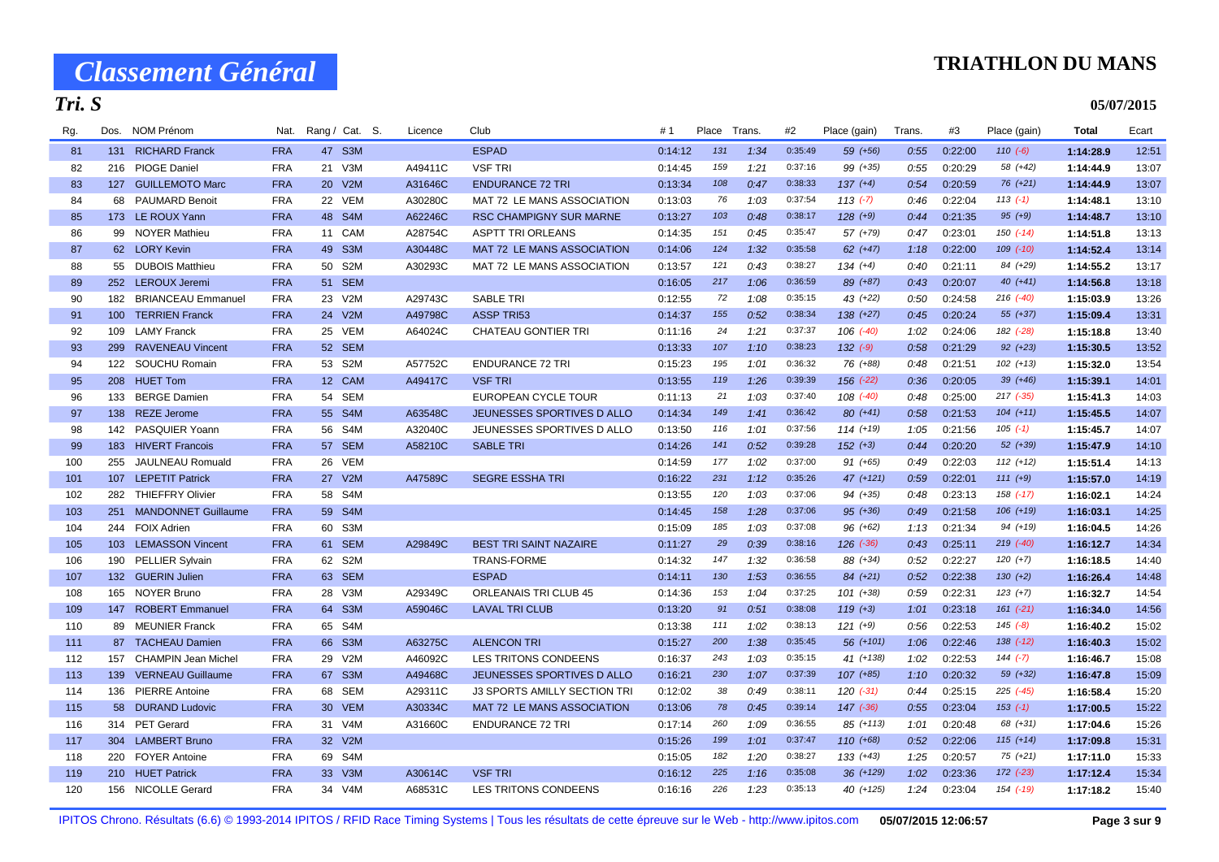# Classement Général

# TRIATHLON DU MANS

## Tri. S

05/07/2015

| Rg. | Dos. | NOM Prénom | Nat. | Rang / Cat. | S. | Licence | Club | #1 | Place | Trans. | #2 | Place (gain) | Trans. | #3 | Place (gain) | Total | Ecart |
|---|---|---|---|---|---|---|---|---|---|---|---|---|---|---|---|---|---|
| 81 | 131 | RICHARD Franck | FRA | 47 | S3M | | ESPAD | 0:14:12 | 131 | 1:34 | 0:35:49 | 59 (+56) | 0:55 | 0:22:00 | 110 (-6) | 1:14:28.9 | 12:51 |
| 82 | 216 | PIOGE Daniel | FRA | 21 | V3M | A49411C | VSF TRI | 0:14:45 | 159 | 1:21 | 0:37:16 | 99 (+35) | 0:55 | 0:20:29 | 58 (+42) | 1:14:44.9 | 13:07 |
| 83 | 127 | GUILLEMOTO Marc | FRA | 20 | V2M | A31646C | ENDURANCE 72 TRI | 0:13:34 | 108 | 0:47 | 0:38:33 | 137 (+4) | 0:54 | 0:20:59 | 76 (+21) | 1:14:44.9 | 13:07 |
| 84 | 68 | PAUMARD Benoit | FRA | 22 | VEM | A30280C | MAT 72 LE MANS ASSOCIATION | 0:13:03 | 76 | 1:03 | 0:37:54 | 113 (-7) | 0:46 | 0:22:04 | 113 (-1) | 1:14:48.1 | 13:10 |
| 85 | 173 | LE ROUX Yann | FRA | 48 | S4M | A62246C | RSC CHAMPIGNY SUR MARNE | 0:13:27 | 103 | 0:48 | 0:38:17 | 128 (+9) | 0:44 | 0:21:35 | 95 (+9) | 1:14:48.7 | 13:10 |
| 86 | 99 | NOYER Mathieu | FRA | 11 | CAM | A28754C | ASPTT TRI ORLEANS | 0:14:35 | 151 | 0:45 | 0:35:47 | 57 (+79) | 0:47 | 0:23:01 | 150 (-14) | 1:14:51.8 | 13:13 |
| 87 | 62 | LORY Kevin | FRA | 49 | S3M | A30448C | MAT 72 LE MANS ASSOCIATION | 0:14:06 | 124 | 1:32 | 0:35:58 | 62 (+47) | 1:18 | 0:22:00 | 109 (-10) | 1:14:52.4 | 13:14 |
| 88 | 55 | DUBOIS Matthieu | FRA | 50 | S2M | A30293C | MAT 72 LE MANS ASSOCIATION | 0:13:57 | 121 | 0:43 | 0:38:27 | 134 (+4) | 0:40 | 0:21:11 | 84 (+29) | 1:14:55.2 | 13:17 |
| 89 | 252 | LEROUX Jeremi | FRA | 51 | SEM | | | 0:16:05 | 217 | 1:06 | 0:36:59 | 89 (+87) | 0:43 | 0:20:07 | 40 (+41) | 1:14:56.8 | 13:18 |
| 90 | 182 | BRIANCEAU Emmanuel | FRA | 23 | V2M | A29743C | SABLE TRI | 0:12:55 | 72 | 1:08 | 0:35:15 | 43 (+22) | 0:50 | 0:24:58 | 216 (-40) | 1:15:03.9 | 13:26 |
| 91 | 100 | TERRIEN Franck | FRA | 24 | V2M | A49798C | ASSP TRI53 | 0:14:37 | 155 | 0:52 | 0:38:34 | 138 (+27) | 0:45 | 0:20:24 | 55 (+37) | 1:15:09.4 | 13:31 |
| 92 | 109 | LAMY Franck | FRA | 25 | VEM | A64024C | CHATEAU GONTIER TRI | 0:11:16 | 24 | 1:21 | 0:37:37 | 106 (-40) | 1:02 | 0:24:06 | 182 (-28) | 1:15:18.8 | 13:40 |
| 93 | 299 | RAVENEAU Vincent | FRA | 52 | SEM | | | 0:13:33 | 107 | 1:10 | 0:38:23 | 132 (-9) | 0:58 | 0:21:29 | 92 (+23) | 1:15:30.5 | 13:52 |
| 94 | 122 | SOUCHU Romain | FRA | 53 | S2M | A57752C | ENDURANCE 72 TRI | 0:15:23 | 195 | 1:01 | 0:36:32 | 76 (+88) | 0:48 | 0:21:51 | 102 (+13) | 1:15:32.0 | 13:54 |
| 95 | 208 | HUET Tom | FRA | 12 | CAM | A49417C | VSF TRI | 0:13:55 | 119 | 1:26 | 0:39:39 | 156 (-22) | 0:36 | 0:20:05 | 39 (+46) | 1:15:39.1 | 14:01 |
| 96 | 133 | BERGE Damien | FRA | 54 | SEM | | EUROPEAN CYCLE TOUR | 0:11:13 | 21 | 1:03 | 0:37:40 | 108 (-40) | 0:48 | 0:25:00 | 217 (-35) | 1:15:41.3 | 14:03 |
| 97 | 138 | REZE Jerome | FRA | 55 | S4M | A63548C | JEUNESSES SPORTIVES D ALLO | 0:14:34 | 149 | 1:41 | 0:36:42 | 80 (+41) | 0:58 | 0:21:53 | 104 (+11) | 1:15:45.5 | 14:07 |
| 98 | 142 | PASQUIER Yoann | FRA | 56 | S4M | A32040C | JEUNESSES SPORTIVES D ALLO | 0:13:50 | 116 | 1:01 | 0:37:56 | 114 (+19) | 1:05 | 0:21:56 | 105 (-1) | 1:15:45.7 | 14:07 |
| 99 | 183 | HIVERT Francois | FRA | 57 | SEM | A58210C | SABLE TRI | 0:14:26 | 141 | 0:52 | 0:39:28 | 152 (+3) | 0:44 | 0:20:20 | 52 (+39) | 1:15:47.9 | 14:10 |
| 100 | 255 | JAULNEAU Romuald | FRA | 26 | VEM | | | 0:14:59 | 177 | 1:02 | 0:37:00 | 91 (+65) | 0:49 | 0:22:03 | 112 (+12) | 1:15:51.4 | 14:13 |
| 101 | 107 | LEPETIT Patrick | FRA | 27 | V2M | A47589C | SEGRE ESSHA TRI | 0:16:22 | 231 | 1:12 | 0:35:26 | 47 (+121) | 0:59 | 0:22:01 | 111 (+9) | 1:15:57.0 | 14:19 |
| 102 | 282 | THIEFFRY Olivier | FRA | 58 | S4M | | | 0:13:55 | 120 | 1:03 | 0:37:06 | 94 (+35) | 0:48 | 0:23:13 | 158 (-17) | 1:16:02.1 | 14:24 |
| 103 | 251 | MANDONNET Guillaume | FRA | 59 | S4M | | | 0:14:45 | 158 | 1:28 | 0:37:06 | 95 (+36) | 0:49 | 0:21:58 | 106 (+19) | 1:16:03.1 | 14:25 |
| 104 | 244 | FOIX Adrien | FRA | 60 | S3M | | | 0:15:09 | 185 | 1:03 | 0:37:08 | 96 (+62) | 1:13 | 0:21:34 | 94 (+19) | 1:16:04.5 | 14:26 |
| 105 | 103 | LEMASSON Vincent | FRA | 61 | SEM | A29849C | BEST TRI SAINT NAZAIRE | 0:11:27 | 29 | 0:39 | 0:38:16 | 126 (-36) | 0:43 | 0:25:11 | 219 (-40) | 1:16:12.7 | 14:34 |
| 106 | 190 | PELLIER Sylvain | FRA | 62 | S2M | | TRANS-FORME | 0:14:32 | 147 | 1:32 | 0:36:58 | 88 (+34) | 0:52 | 0:22:27 | 120 (+7) | 1:16:18.5 | 14:40 |
| 107 | 132 | GUERIN Julien | FRA | 63 | SEM | | ESPAD | 0:14:11 | 130 | 1:53 | 0:36:55 | 84 (+21) | 0:52 | 0:22:38 | 130 (+2) | 1:16:26.4 | 14:48 |
| 108 | 165 | NOYER Bruno | FRA | 28 | V3M | A29349C | ORLEANAIS TRI CLUB 45 | 0:14:36 | 153 | 1:04 | 0:37:25 | 101 (+38) | 0:59 | 0:22:31 | 123 (+7) | 1:16:32.7 | 14:54 |
| 109 | 147 | ROBERT Emmanuel | FRA | 64 | S3M | A59046C | LAVAL TRI CLUB | 0:13:20 | 91 | 0:51 | 0:38:08 | 119 (+3) | 1:01 | 0:23:18 | 161 (-21) | 1:16:34.0 | 14:56 |
| 110 | 89 | MEUNIER Franck | FRA | 65 | S4M | | | 0:13:38 | 111 | 1:02 | 0:38:13 | 121 (+9) | 0:56 | 0:22:53 | 145 (-8) | 1:16:40.2 | 15:02 |
| 111 | 87 | TACHEAU Damien | FRA | 66 | S3M | A63275C | ALENCON TRI | 0:15:27 | 200 | 1:38 | 0:35:45 | 56 (+101) | 1:06 | 0:22:46 | 138 (-12) | 1:16:40.3 | 15:02 |
| 112 | 157 | CHAMPIN Jean Michel | FRA | 29 | V2M | A46092C | LES TRITONS CONDEENS | 0:16:37 | 243 | 1:03 | 0:35:15 | 41 (+138) | 1:02 | 0:22:53 | 144 (-7) | 1:16:46.7 | 15:08 |
| 113 | 139 | VERNEAU Guillaume | FRA | 67 | S3M | A49468C | JEUNESSES SPORTIVES D ALLO | 0:16:21 | 230 | 1:07 | 0:37:39 | 107 (+85) | 1:10 | 0:20:32 | 59 (+32) | 1:16:47.8 | 15:09 |
| 114 | 136 | PIERRE Antoine | FRA | 68 | SEM | A29311C | J3 SPORTS AMILLY SECTION TRI | 0:12:02 | 38 | 0:49 | 0:38:11 | 120 (-31) | 0:44 | 0:25:15 | 225 (-45) | 1:16:58.4 | 15:20 |
| 115 | 58 | DURAND Ludovic | FRA | 30 | VEM | A30334C | MAT 72 LE MANS ASSOCIATION | 0:13:06 | 78 | 0:45 | 0:39:14 | 147 (-36) | 0:55 | 0:23:04 | 153 (-1) | 1:17:00.5 | 15:22 |
| 116 | 314 | PET Gerard | FRA | 31 | V4M | A31660C | ENDURANCE 72 TRI | 0:17:14 | 260 | 1:09 | 0:36:55 | 85 (+113) | 1:01 | 0:20:48 | 68 (+31) | 1:17:04.6 | 15:26 |
| 117 | 304 | LAMBERT Bruno | FRA | 32 | V2M | | | 0:15:26 | 199 | 1:01 | 0:37:47 | 110 (+68) | 0:52 | 0:22:06 | 115 (+14) | 1:17:09.8 | 15:31 |
| 118 | 220 | FOYER Antoine | FRA | 69 | S4M | | | 0:15:05 | 182 | 1:20 | 0:38:27 | 133 (+43) | 1:25 | 0:20:57 | 75 (+21) | 1:17:11.0 | 15:33 |
| 119 | 210 | HUET Patrick | FRA | 33 | V3M | A30614C | VSF TRI | 0:16:12 | 225 | 1:16 | 0:35:08 | 36 (+129) | 1:02 | 0:23:36 | 172 (-23) | 1:17:12.4 | 15:34 |
| 120 | 156 | NICOLLE Gerard | FRA | 34 | V4M | A68531C | LES TRITONS CONDEENS | 0:16:16 | 226 | 1:23 | 0:35:13 | 40 (+125) | 1:24 | 0:23:04 | 154 (-19) | 1:17:18.2 | 15:40 |

IPITOS Chrono. Résultats (6.6) © 1993-2014 IPITOS / RFID Race Timing Systems | Tous les résultats de cette épreuve sur le Web - http://www.ipitos.com 05/07/2015 12:06:57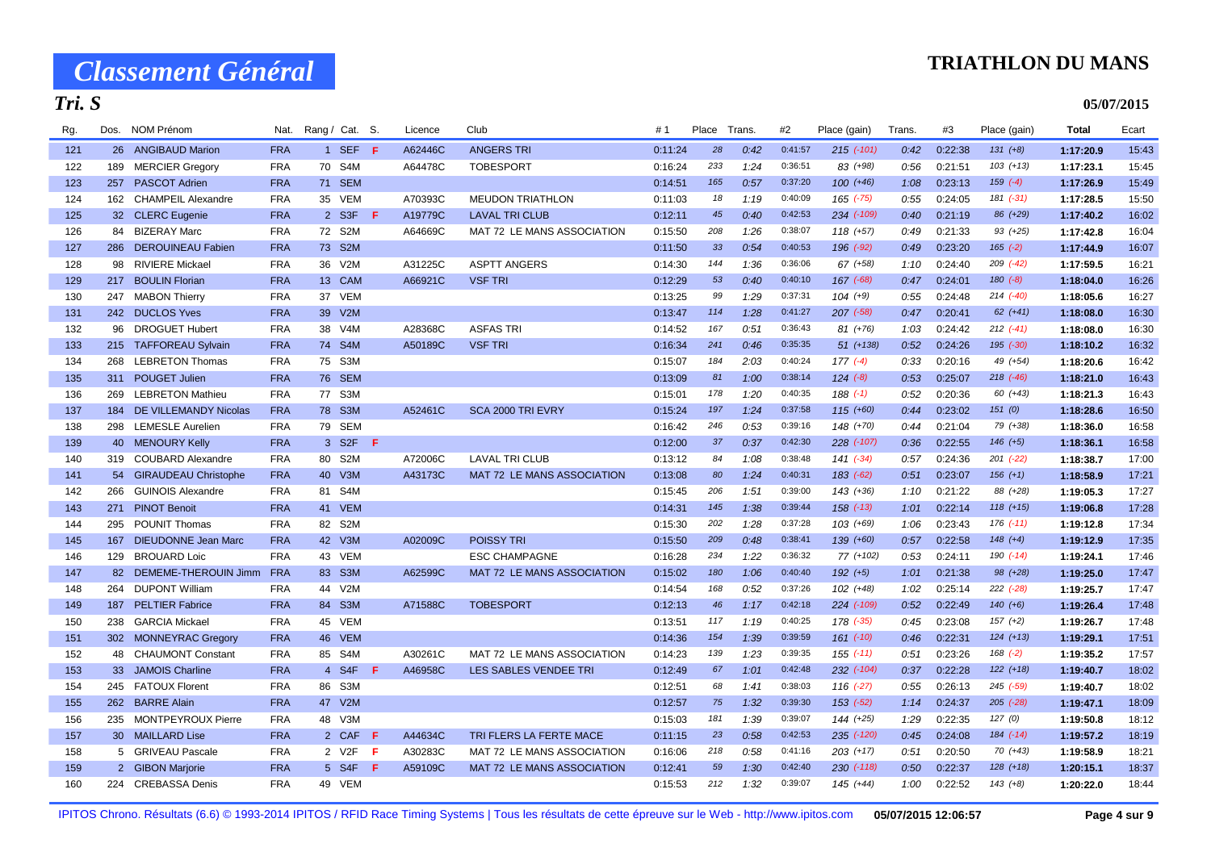# Classement Général

# TRIATHLON DU MANS

## Tri. S

**05/07/2015**

| Rg. | Dos. | NOM Prénom | Nat. | Rang / Cat. | S. | Licence | Club | # 1 | Place | Trans. | #2 | Place (gain) | Trans. | #3 | Place (gain) | Total | Ecart |
|---|---|---|---|---|---|---|---|---|---|---|---|---|---|---|---|---|---|
| 121 | 26 | ANGIBAUD Marion | FRA | 1 SEF | F | A62446C | ANGERS TRI | 0:11:24 | 28 | 0:42 | 0:41:57 | 215 (-101) | 0:42 | 0:22:38 | 131 (+8) | 1:17:20.9 | 15:43 |
| 122 | 189 | MERCIER Gregory | FRA | 70 S4M | | A64478C | TOBESPORT | 0:16:24 | 233 | 1:24 | 0:36:51 | 83 (+98) | 0:56 | 0:21:51 | 103 (+13) | 1:17:23.1 | 15:45 |
| 123 | 257 | PASCOT Adrien | FRA | 71 SEM | | | | 0:14:51 | 165 | 0:57 | 0:37:20 | 100 (+46) | 1:08 | 0:23:13 | 159 (-4) | 1:17:26.9 | 15:49 |
| 124 | 162 | CHAMPEIL Alexandre | FRA | 35 VEM | | A70393C | MEUDON TRIATHLON | 0:11:03 | 18 | 1:19 | 0:40:09 | 165 (-75) | 0:55 | 0:24:05 | 181 (-31) | 1:17:28.5 | 15:50 |
| 125 | 32 | CLERC Eugenie | FRA | 2 S3F | F | A19779C | LAVAL TRI CLUB | 0:12:11 | 45 | 0:40 | 0:42:53 | 234 (-109) | 0:40 | 0:21:19 | 86 (+29) | 1:17:40.2 | 16:02 |
| 126 | 84 | BIZERAY Marc | FRA | 72 S2M | | A64669C | MAT 72 LE MANS ASSOCIATION | 0:15:50 | 208 | 1:26 | 0:38:07 | 118 (+57) | 0:49 | 0:21:33 | 93 (+25) | 1:17:42.8 | 16:04 |
| 127 | 286 | DEROUINEAU Fabien | FRA | 73 S2M | | | | 0:11:50 | 33 | 0:54 | 0:40:53 | 196 (-92) | 0:49 | 0:23:20 | 165 (-2) | 1:17:44.9 | 16:07 |
| 128 | 98 | RIVIERE Mickael | FRA | 36 V2M | | A31225C | ASPTT ANGERS | 0:14:30 | 144 | 1:36 | 0:36:06 | 67 (+58) | 1:10 | 0:24:40 | 209 (-42) | 1:17:59.5 | 16:21 |
| 129 | 217 | BOULIN Florian | FRA | 13 CAM | | A66921C | VSF TRI | 0:12:29 | 53 | 0:40 | 0:40:10 | 167 (-68) | 0:47 | 0:24:01 | 180 (-8) | 1:18:04.0 | 16:26 |
| 130 | 247 | MABON Thierry | FRA | 37 VEM | | | | 0:13:25 | 99 | 1:29 | 0:37:31 | 104 (+9) | 0:55 | 0:24:48 | 214 (-40) | 1:18:05.6 | 16:27 |
| 131 | 242 | DUCLOS Yves | FRA | 39 V2M | | | | 0:13:47 | 114 | 1:28 | 0:41:27 | 207 (-58) | 0:47 | 0:20:41 | 62 (+41) | 1:18:08.0 | 16:30 |
| 132 | 96 | DROGUET Hubert | FRA | 38 V4M | | A28368C | ASFAS TRI | 0:14:52 | 167 | 0:51 | 0:36:43 | 81 (+76) | 1:03 | 0:24:42 | 212 (-41) | 1:18:08.0 | 16:30 |
| 133 | 215 | TAFFOREAU Sylvain | FRA | 74 S4M | | A50189C | VSF TRI | 0:16:34 | 241 | 0:46 | 0:35:35 | 51 (+138) | 0:52 | 0:24:26 | 195 (-30) | 1:18:10.2 | 16:32 |
| 134 | 268 | LEBRETON Thomas | FRA | 75 S3M | | | | 0:15:07 | 184 | 2:03 | 0:40:24 | 177 (-4) | 0:33 | 0:20:16 | 49 (+54) | 1:18:20.6 | 16:42 |
| 135 | 311 | POUGET Julien | FRA | 76 SEM | | | | 0:13:09 | 81 | 1:00 | 0:38:14 | 124 (-8) | 0:53 | 0:25:07 | 218 (-46) | 1:18:21.0 | 16:43 |
| 136 | 269 | LEBRETON Mathieu | FRA | 77 S3M | | | | 0:15:01 | 178 | 1:20 | 0:40:35 | 188 (-1) | 0:52 | 0:20:36 | 60 (+43) | 1:18:21.3 | 16:43 |
| 137 | 184 | DE VILLEMANDY Nicolas | FRA | 78 S3M | | A52461C | SCA 2000 TRI EVRY | 0:15:24 | 197 | 1:24 | 0:37:58 | 115 (+60) | 0:44 | 0:23:02 | 151 (0) | 1:18:28.6 | 16:50 |
| 138 | 298 | LEMESLE Aurelien | FRA | 79 SEM | | | | 0:16:42 | 246 | 0:53 | 0:39:16 | 148 (+70) | 0:44 | 0:21:04 | 79 (+38) | 1:18:36.0 | 16:58 |
| 139 | 40 | MENOURY Kelly | FRA | 3 S2F | F | | | 0:12:00 | 37 | 0:37 | 0:42:30 | 228 (-107) | 0:36 | 0:22:55 | 146 (+5) | 1:18:36.1 | 16:58 |
| 140 | 319 | COUBARD Alexandre | FRA | 80 S2M | | A72006C | LAVAL TRI CLUB | 0:13:12 | 84 | 1:08 | 0:38:48 | 141 (-34) | 0:57 | 0:24:36 | 201 (-22) | 1:18:38.7 | 17:00 |
| 141 | 54 | GIRAUDEAU Christophe | FRA | 40 V3M | | A43173C | MAT 72 LE MANS ASSOCIATION | 0:13:08 | 80 | 1:24 | 0:40:31 | 183 (-62) | 0:51 | 0:23:07 | 156 (+1) | 1:18:58.9 | 17:21 |
| 142 | 266 | GUINOIS Alexandre | FRA | 81 S4M | | | | 0:15:45 | 206 | 1:51 | 0:39:00 | 143 (+36) | 1:10 | 0:21:22 | 88 (+28) | 1:19:05.3 | 17:27 |
| 143 | 271 | PINOT Benoit | FRA | 41 VEM | | | | 0:14:31 | 145 | 1:38 | 0:39:44 | 158 (-13) | 1:01 | 0:22:14 | 118 (+15) | 1:19:06.8 | 17:28 |
| 144 | 295 | POUNIT Thomas | FRA | 82 S2M | | | | 0:15:30 | 202 | 1:28 | 0:37:28 | 103 (+69) | 1:06 | 0:23:43 | 176 (-11) | 1:19:12.8 | 17:34 |
| 145 | 167 | DIEUDONNE Jean Marc | FRA | 42 V3M | | A02009C | POISSY TRI | 0:15:50 | 209 | 0:48 | 0:38:41 | 139 (+60) | 0:57 | 0:22:58 | 148 (+4) | 1:19:12.9 | 17:35 |
| 146 | 129 | BROUARD Loic | FRA | 43 VEM | | | ESC CHAMPAGNE | 0:16:28 | 234 | 1:22 | 0:36:32 | 77 (+102) | 0:53 | 0:24:11 | 190 (-14) | 1:19:24.1 | 17:46 |
| 147 | 82 | DEMEME-THEROUIN Jimm | FRA | 83 S3M | | A62599C | MAT 72 LE MANS ASSOCIATION | 0:15:02 | 180 | 1:06 | 0:40:40 | 192 (+5) | 1:01 | 0:21:38 | 98 (+28) | 1:19:25.0 | 17:47 |
| 148 | 264 | DUPONT William | FRA | 44 V2M | | | | 0:14:54 | 168 | 0:52 | 0:37:26 | 102 (+48) | 1:02 | 0:25:14 | 222 (-28) | 1:19:25.7 | 17:47 |
| 149 | 187 | PELTIER Fabrice | FRA | 84 S3M | | A71588C | TOBESPORT | 0:12:13 | 46 | 1:17 | 0:42:18 | 224 (-109) | 0:52 | 0:22:49 | 140 (+6) | 1:19:26.4 | 17:48 |
| 150 | 238 | GARCIA Mickael | FRA | 45 VEM | | | | 0:13:51 | 117 | 1:19 | 0:40:25 | 178 (-35) | 0:45 | 0:23:08 | 157 (+2) | 1:19:26.7 | 17:48 |
| 151 | 302 | MONNEYRAC Gregory | FRA | 46 VEM | | | | 0:14:36 | 154 | 1:39 | 0:39:59 | 161 (-10) | 0:46 | 0:22:31 | 124 (+13) | 1:19:29.1 | 17:51 |
| 152 | 48 | CHAUMONT Constant | FRA | 85 S4M | | A30261C | MAT 72 LE MANS ASSOCIATION | 0:14:23 | 139 | 1:23 | 0:39:35 | 155 (-11) | 0:51 | 0:23:26 | 168 (-2) | 1:19:35.2 | 17:57 |
| 153 | 33 | JAMOIS Charline | FRA | 4 S4F | F | A46958C | LES SABLES VENDEE TRI | 0:12:49 | 67 | 1:01 | 0:42:48 | 232 (-104) | 0:37 | 0:22:28 | 122 (+18) | 1:19:40.7 | 18:02 |
| 154 | 245 | FATOUX Florent | FRA | 86 S3M | | | | 0:12:51 | 68 | 1:41 | 0:38:03 | 116 (-27) | 0:55 | 0:26:13 | 245 (-59) | 1:19:40.7 | 18:02 |
| 155 | 262 | BARRE Alain | FRA | 47 V2M | | | | 0:12:57 | 75 | 1:32 | 0:39:30 | 153 (-52) | 1:14 | 0:24:37 | 205 (-28) | 1:19:47.1 | 18:09 |
| 156 | 235 | MONTPEYROUX Pierre | FRA | 48 V3M | | | | 0:15:03 | 181 | 1:39 | 0:39:07 | 144 (+25) | 1:29 | 0:22:35 | 127 (0) | 1:19:50.8 | 18:12 |
| 157 | 30 | MAILLARD Lise | FRA | 2 CAF | F | A44634C | TRI FLERS LA FERTE MACE | 0:11:15 | 23 | 0:58 | 0:42:53 | 235 (-120) | 0:45 | 0:24:08 | 184 (-14) | 1:19:57.2 | 18:19 |
| 158 | 5 | GRIVEAU Pascale | FRA | 2 V2F | F | A30283C | MAT 72 LE MANS ASSOCIATION | 0:16:06 | 218 | 0:58 | 0:41:16 | 203 (+17) | 0:51 | 0:20:50 | 70 (+43) | 1:19:58.9 | 18:21 |
| 159 | 2 | GIBON Marjorie | FRA | 5 S4F | F | A59109C | MAT 72 LE MANS ASSOCIATION | 0:12:41 | 59 | 1:30 | 0:42:40 | 230 (-118) | 0:50 | 0:22:37 | 128 (+18) | 1:20:15.1 | 18:37 |
| 160 | 224 | CREBASSA Denis | FRA | 49 VEM | | | | 0:15:53 | 212 | 1:32 | 0:39:07 | 145 (+44) | 1:00 | 0:22:52 | 143 (+8) | 1:20:22.0 | 18:44 |

IPITOS Chrono. Résultats (6.6) © 1993-2014 IPITOS / RFID Race Timing Systems | Tous les résultats de cette épreuve sur le Web - http://www.ipitos.com 05/07/2015 12:06:57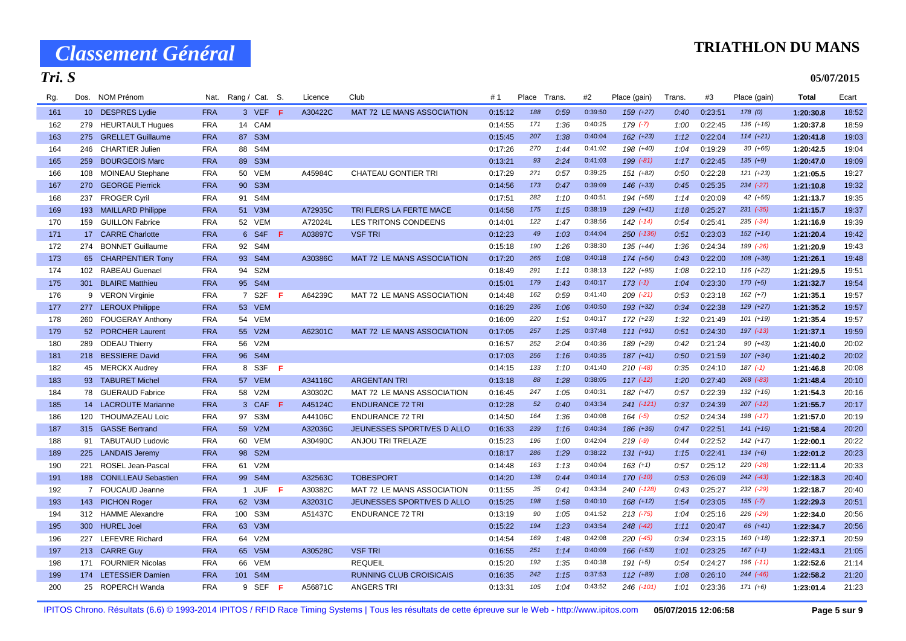# Classement Général

**TRIATHLON DU MANS**

**Tri. S**

**05/07/2015**

| Rg. | Dos. | NOM Prénom | Nat. | Rang / Cat. | S. | Licence | Club | #1 | Place | Trans. | #2 | Place (gain) | Trans. | #3 | Place (gain) | Total | Ecart |
|---|---|---|---|---|---|---|---|---|---|---|---|---|---|---|---|---|---|
| 161 | 10 | DESPRES Lydie | FRA | 3 VEF | F | A30422C | MAT 72 LE MANS ASSOCIATION | 0:15:12 | 188 | 0:59 | 0:39:50 | 159 (+27) | 0:40 | 0:23:51 | 178 (0) | **1:20:30.8** | 18:52 |
| 162 | 279 | HEURTAULT Hugues | FRA | 14 CAM | | | | 0:14:55 | 171 | 1:36 | 0:40:25 | 179 (-7) | 1:00 | 0:22:45 | 136 (+16) | **1:20:37.8** | 18:59 |
| 163 | 275 | GRELLET Guillaume | FRA | 87 S3M | | | | 0:15:45 | 207 | 1:38 | 0:40:04 | 162 (+23) | 1:12 | 0:22:04 | 114 (+21) | **1:20:41.8** | 19:03 |
| 164 | 246 | CHARTIER Julien | FRA | 88 S4M | | | | 0:17:26 | 270 | 1:44 | 0:41:02 | 198 (+40) | 1:04 | 0:19:29 | 30 (+66) | **1:20:42.5** | 19:04 |
| 165 | 259 | BOURGEOIS Marc | FRA | 89 S3M | | | | 0:13:21 | 93 | 2:24 | 0:41:03 | 199 (-81) | 1:17 | 0:22:45 | 135 (+9) | **1:20:47.0** | 19:09 |
| 166 | 108 | MOINEAU Stephane | FRA | 50 VEM | | A45984C | CHATEAU GONTIER TRI | 0:17:29 | 271 | 0:57 | 0:39:25 | 151 (+82) | 0:50 | 0:22:28 | 121 (+23) | **1:21:05.5** | 19:27 |
| 167 | 270 | GEORGE Pierrick | FRA | 90 S3M | | | | 0:14:56 | 173 | 0:47 | 0:39:09 | 146 (+33) | 0:45 | 0:25:35 | 234 (-27) | **1:21:10.8** | 19:32 |
| 168 | 237 | FROGER Cyril | FRA | 91 S4M | | | | 0:17:51 | 282 | 1:10 | 0:40:51 | 194 (+58) | 1:14 | 0:20:09 | 42 (+56) | **1:21:13.7** | 19:35 |
| 169 | 193 | MAILLARD Philippe | FRA | 51 V3M | | A72935C | TRI FLERS LA FERTE MACE | 0:14:58 | 175 | 1:15 | 0:38:19 | 129 (+41) | 1:18 | 0:25:27 | 231 (-35) | **1:21:15.7** | 19:37 |
| 170 | 159 | GUILLON Fabrice | FRA | 52 VEM | | A72024L | LES TRITONS CONDEENS | 0:14:01 | 122 | 1:47 | 0:38:56 | 142 (-14) | 0:54 | 0:25:41 | 235 (-34) | **1:21:16.9** | 19:39 |
| 171 | 17 | CARRE Charlotte | FRA | 6 S4F | F | A03897C | VSF TRI | 0:12:23 | 49 | 1:03 | 0:44:04 | 250 (-136) | 0:51 | 0:23:03 | 152 (+14) | **1:21:20.4** | 19:42 |
| 172 | 274 | BONNET Guillaume | FRA | 92 S4M | | | | 0:15:18 | 190 | 1:26 | 0:38:30 | 135 (+44) | 1:36 | 0:24:34 | 199 (-26) | **1:21:20.9** | 19:43 |
| 173 | 65 | CHARPENTIER Tony | FRA | 93 S4M | | A30386C | MAT 72 LE MANS ASSOCIATION | 0:17:20 | 265 | 1:08 | 0:40:18 | 174 (+54) | 0:43 | 0:22:00 | 108 (+38) | **1:21:26.1** | 19:48 |
| 174 | 102 | RABEAU Guenael | FRA | 94 S2M | | | | 0:18:49 | 291 | 1:11 | 0:38:13 | 122 (+95) | 1:08 | 0:22:10 | 116 (+22) | **1:21:29.5** | 19:51 |
| 175 | 301 | BLAIRE Matthieu | FRA | 95 S4M | | | | 0:15:01 | 179 | 1:43 | 0:40:17 | 173 (-1) | 1:04 | 0:23:30 | 170 (+5) | **1:21:32.7** | 19:54 |
| 176 | 9 | VERON Virginie | FRA | 7 S2F | F | A64239C | MAT 72 LE MANS ASSOCIATION | 0:14:48 | 162 | 0:59 | 0:41:40 | 209 (-21) | 0:53 | 0:23:18 | 162 (+7) | **1:21:35.1** | 19:57 |
| 177 | 277 | LEROUX Philippe | FRA | 53 VEM | | | | 0:16:29 | 236 | 1:06 | 0:40:50 | 193 (+32) | 0:34 | 0:22:38 | 129 (+27) | **1:21:35.2** | 19:57 |
| 178 | 260 | FOUGERAY Anthony | FRA | 54 VEM | | | | 0:16:09 | 220 | 1:51 | 0:40:17 | 172 (+23) | 1:32 | 0:21:49 | 101 (+19) | **1:21:35.4** | 19:57 |
| 179 | 52 | PORCHER Laurent | FRA | 55 V2M | | A62301C | MAT 72 LE MANS ASSOCIATION | 0:17:05 | 257 | 1:25 | 0:37:48 | 111 (+91) | 0:51 | 0:24:30 | 197 (-13) | **1:21:37.1** | 19:59 |
| 180 | 289 | ODEAU Thierry | FRA | 56 V2M | | | | 0:16:57 | 252 | 2:04 | 0:40:36 | 189 (+29) | 0:42 | 0:21:24 | 90 (+43) | **1:21:40.0** | 20:02 |
| 181 | 218 | BESSIERE David | FRA | 96 S4M | | | | 0:17:03 | 256 | 1:16 | 0:40:35 | 187 (+41) | 0:50 | 0:21:59 | 107 (+34) | **1:21:40.2** | 20:02 |
| 182 | 45 | MERCKX Audrey | FRA | 8 S3F | F | | | 0:14:15 | 133 | 1:10 | 0:41:40 | 210 (-48) | 0:35 | 0:24:10 | 187 (-1) | **1:21:46.8** | 20:08 |
| 183 | 93 | TABURET Michel | FRA | 57 VEM | | A34116C | ARGENTAN TRI | 0:13:18 | 88 | 1:28 | 0:38:05 | 117 (-12) | 1:20 | 0:27:40 | 268 (-83) | **1:21:48.4** | 20:10 |
| 184 | 78 | GUERAUD Fabrice | FRA | 58 V2M | | A30302C | MAT 72 LE MANS ASSOCIATION | 0:16:45 | 247 | 1:05 | 0:40:31 | 182 (+47) | 0:57 | 0:22:39 | 132 (+16) | **1:21:54.3** | 20:16 |
| 185 | 14 | LACROUTE Marianne | FRA | 3 CAF | F | A45124C | ENDURANCE 72 TRI | 0:12:28 | 52 | 0:40 | 0:43:34 | 241 (-121) | 0:37 | 0:24:39 | 207 (-12) | **1:21:55.7** | 20:17 |
| 186 | 120 | THOUMAZEAU Loic | FRA | 97 S3M | | A44106C | ENDURANCE 72 TRI | 0:14:50 | 164 | 1:36 | 0:40:08 | 164 (-5) | 0:52 | 0:24:34 | 198 (-17) | **1:21:57.0** | 20:19 |
| 187 | 315 | GASSE Bertrand | FRA | 59 V2M | | A32036C | JEUNESSES SPORTIVES D ALLO | 0:16:33 | 239 | 1:16 | 0:40:34 | 186 (+36) | 0:47 | 0:22:51 | 141 (+16) | **1:21:58.4** | 20:20 |
| 188 | 91 | TABUTAUD Ludovic | FRA | 60 VEM | | A30490C | ANJOU TRI TRELAZE | 0:15:23 | 196 | 1:00 | 0:42:04 | 219 (-9) | 0:44 | 0:22:52 | 142 (+17) | **1:22:00.1** | 20:22 |
| 189 | 225 | LANDAIS Jeremy | FRA | 98 S2M | | | | 0:18:17 | 286 | 1:29 | 0:38:22 | 131 (+91) | 1:15 | 0:22:41 | 134 (+6) | **1:22:01.2** | 20:23 |
| 190 | 221 | ROSEL Jean-Pascal | FRA | 61 V2M | | | | 0:14:48 | 163 | 1:13 | 0:40:04 | 163 (+1) | 0:57 | 0:25:12 | 220 (-28) | **1:22:11.4** | 20:33 |
| 191 | 188 | CONILLEAU Sebastien | FRA | 99 S4M | | A32563C | TOBESPORT | 0:14:20 | 138 | 0:44 | 0:40:14 | 170 (-10) | 0:53 | 0:26:09 | 242 (-43) | **1:22:18.3** | 20:40 |
| 192 | 7 | FOUCAUD Jeanne | FRA | 1 JUF | F | A30382C | MAT 72 LE MANS ASSOCIATION | 0:11:55 | 35 | 0:41 | 0:43:34 | 240 (-128) | 0:43 | 0:25:27 | 232 (-29) | **1:22:18.7** | 20:40 |
| 193 | 143 | PICHON Roger | FRA | 62 V3M | | A32031C | JEUNESSES SPORTIVES D ALLO | 0:15:25 | 198 | 1:58 | 0:40:10 | 168 (+12) | 1:54 | 0:23:05 | 155 (-7) | **1:22:29.3** | 20:51 |
| 194 | 312 | HAMME Alexandre | FRA | 100 S3M | | A51437C | ENDURANCE 72 TRI | 0:13:19 | 90 | 1:05 | 0:41:52 | 213 (-75) | 1:04 | 0:25:16 | 226 (-29) | **1:22:34.0** | 20:56 |
| 195 | 300 | HUREL Joel | FRA | 63 V3M | | | | 0:15:22 | 194 | 1:23 | 0:43:54 | 248 (-42) | 1:11 | 0:20:47 | 66 (+41) | **1:22:34.7** | 20:56 |
| 196 | 227 | LEFEVRE Richard | FRA | 64 V2M | | | | 0:14:54 | 169 | 1:48 | 0:42:08 | 220 (-45) | 0:34 | 0:23:15 | 160 (+18) | **1:22:37.1** | 20:59 |
| 197 | 213 | CARRE Guy | FRA | 65 V5M | | A30528C | VSF TRI | 0:16:55 | 251 | 1:14 | 0:40:09 | 166 (+53) | 1:01 | 0:23:25 | 167 (+1) | **1:22:43.1** | 21:05 |
| 198 | 171 | FOURNIER Nicolas | FRA | 66 VEM | | | REQUEIL | 0:15:20 | 192 | 1:35 | 0:40:38 | 191 (+5) | 0:54 | 0:24:27 | 196 (-11) | **1:22:52.6** | 21:14 |
| 199 | 174 | LETESSIER Damien | FRA | 101 S4M | | | RUNNING CLUB CROISICAIS | 0:16:35 | 242 | 1:15 | 0:37:53 | 112 (+89) | 1:08 | 0:26:10 | 244 (-46) | **1:22:58.2** | 21:20 |
| 200 | 25 | ROPERCH Wanda | FRA | 9 SEF | F | A56871C | ANGERS TRI | 0:13:31 | 105 | 1:04 | 0:43:52 | 246 (-101) | 1:01 | 0:23:36 | 171 (+6) | **1:23:01.4** | 21:23 |

IPITOS Chrono. Résultats (6.6) © 1993-2014 IPITOS / RFID Race Timing Systems | Tous les résultats de cette épreuve sur le Web - http://www.ipitos.com **05/07/2015 12:06:58**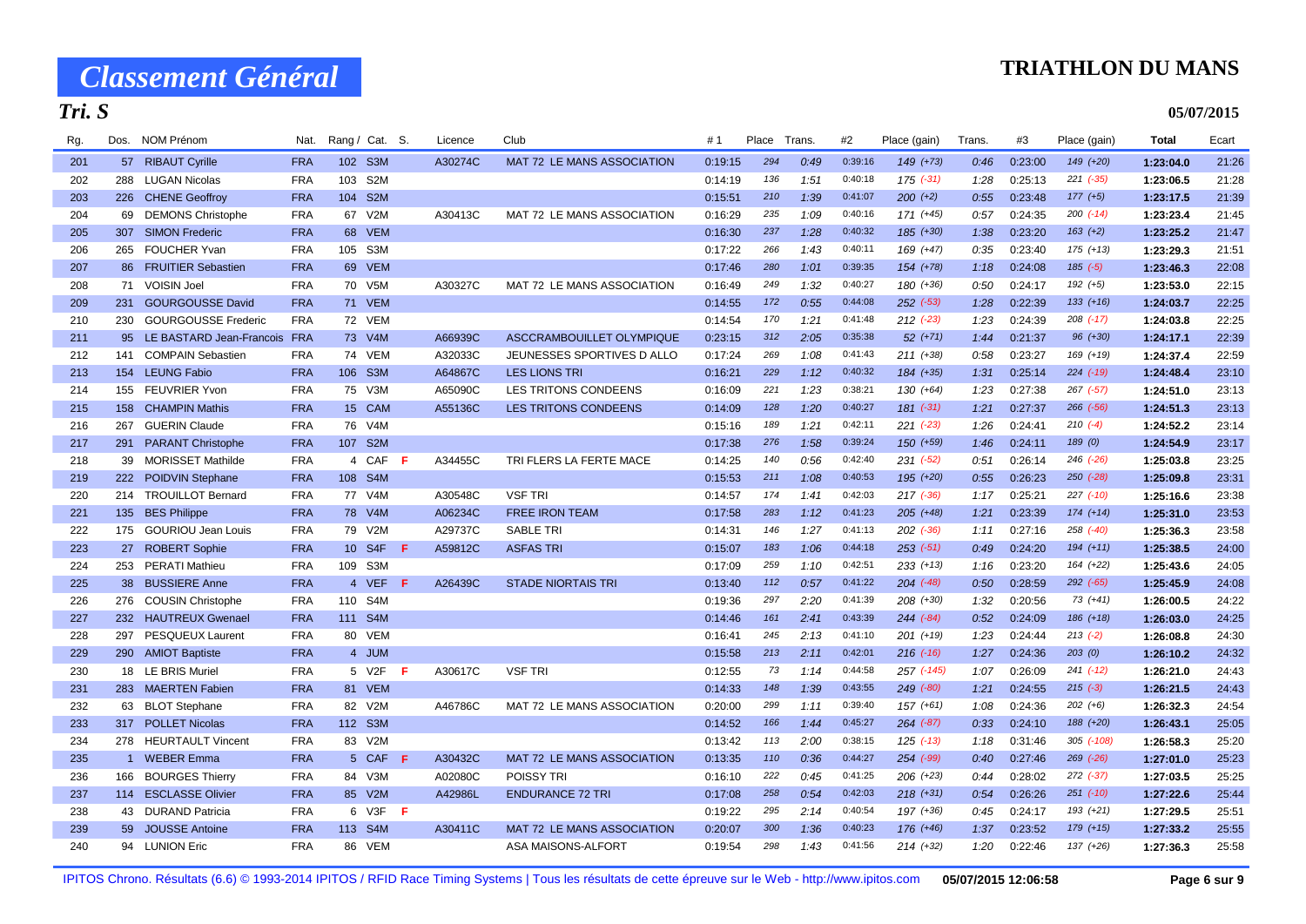# Classement Général

# TRIATHLON DU MANS

## Tri. S

**05/07/2015**

| Rg. | Dos. | NOM Prénom | Nat. | Rang / Cat. | S. | Licence | Club | #1 | Place | Trans. | #2 | Place (gain) | Trans. | #3 | Place (gain) | Total | Ecart |
|---|---|---|---|---|---|---|---|---|---|---|---|---|---|---|---|---|---|
| 201 | 57 | RIBAUT Cyrille | FRA | 102 S3M | | A30274C | MAT 72 LE MANS ASSOCIATION | 0:19:15 | 294 | 0:49 | 0:39:16 | 149 (+73) | 0:46 | 0:23:00 | 149 (+20) | **1:23:04.0** | 21:26 |
| 202 | 288 | LUGAN Nicolas | FRA | 103 S2M | | | | 0:14:19 | 136 | 1:51 | 0:40:18 | 175 (-31) | 1:28 | 0:25:13 | 221 (-35) | **1:23:06.5** | 21:28 |
| 203 | 226 | CHENE Geoffroy | FRA | 104 S2M | | | | 0:15:51 | 210 | 1:39 | 0:41:07 | 200 (+2) | 0:55 | 0:23:48 | 177 (+5) | **1:23:17.5** | 21:39 |
| 204 | 69 | DEMONS Christophe | FRA | 67 V2M | | A30413C | MAT 72 LE MANS ASSOCIATION | 0:16:29 | 235 | 1:09 | 0:40:16 | 171 (+45) | 0:57 | 0:24:35 | 200 (-14) | **1:23:23.4** | 21:45 |
| 205 | 307 | SIMON Frederic | FRA | 68 VEM | | | | 0:16:30 | 237 | 1:28 | 0:40:32 | 185 (+30) | 1:38 | 0:23:20 | 163 (+2) | **1:23:25.2** | 21:47 |
| 206 | 265 | FOUCHER Yvan | FRA | 105 S3M | | | | 0:17:22 | 266 | 1:43 | 0:40:11 | 169 (+47) | 0:35 | 0:23:40 | 175 (+13) | **1:23:29.3** | 21:51 |
| 207 | 86 | FRUITIER Sebastien | FRA | 69 VEM | | | | 0:17:46 | 280 | 1:01 | 0:39:35 | 154 (+78) | 1:18 | 0:24:08 | 185 (-5) | **1:23:46.3** | 22:08 |
| 208 | 71 | VOISIN Joel | FRA | 70 V5M | | A30327C | MAT 72 LE MANS ASSOCIATION | 0:16:49 | 249 | 1:32 | 0:40:27 | 180 (+36) | 0:50 | 0:24:17 | 192 (+5) | **1:23:53.0** | 22:15 |
| 209 | 231 | GOURGOUSSE David | FRA | 71 VEM | | | | 0:14:55 | 172 | 0:55 | 0:44:08 | 252 (-53) | 1:28 | 0:22:39 | 133 (+16) | **1:24:03.7** | 22:25 |
| 210 | 230 | GOURGOUSSE Frederic | FRA | 72 VEM | | | | 0:14:54 | 170 | 1:21 | 0:41:48 | 212 (-23) | 1:23 | 0:24:39 | 208 (-17) | **1:24:03.8** | 22:25 |
| 211 | 95 | LE BASTARD Jean-Francois | FRA | 73 V4M | | A66939C | ASCCRAMBOUILLET OLYMPIQUE | 0:23:15 | 312 | 2:05 | 0:35:38 | 52 (+71) | 1:44 | 0:21:37 | 96 (+30) | **1:24:17.1** | 22:39 |
| 212 | 141 | COMPAIN Sebastien | FRA | 74 VEM | | A32033C | JEUNESSES SPORTIVES D ALLO | 0:17:24 | 269 | 1:08 | 0:41:43 | 211 (+38) | 0:58 | 0:23:27 | 169 (+19) | **1:24:37.4** | 22:59 |
| 213 | 154 | LEUNG Fabio | FRA | 106 S3M | | A64867C | LES LIONS TRI | 0:16:21 | 229 | 1:12 | 0:40:32 | 184 (+35) | 1:31 | 0:25:14 | 224 (-19) | **1:24:48.4** | 23:10 |
| 214 | 155 | FEUVRIER Yvon | FRA | 75 V3M | | A65090C | LES TRITONS CONDEENS | 0:16:09 | 221 | 1:23 | 0:38:21 | 130 (+64) | 1:23 | 0:27:38 | 267 (-57) | **1:24:51.0** | 23:13 |
| 215 | 158 | CHAMPIN Mathis | FRA | 15 CAM | | A55136C | LES TRITONS CONDEENS | 0:14:09 | 128 | 1:20 | 0:40:27 | 181 (-31) | 1:21 | 0:27:37 | 266 (-56) | **1:24:51.3** | 23:13 |
| 216 | 267 | GUERIN Claude | FRA | 76 V4M | | | | 0:15:16 | 189 | 1:21 | 0:42:11 | 221 (-23) | 1:26 | 0:24:41 | 210 (-4) | **1:24:52.2** | 23:14 |
| 217 | 291 | PARANT Christophe | FRA | 107 S2M | | | | 0:17:38 | 276 | 1:58 | 0:39:24 | 150 (+59) | 1:46 | 0:24:11 | 189 (0) | **1:24:54.9** | 23:17 |
| 218 | 39 | MORISSET Mathilde | FRA | 4 CAF | F | A34455C | TRI FLERS LA FERTE MACE | 0:14:25 | 140 | 0:56 | 0:42:40 | 231 (-52) | 0:51 | 0:26:14 | 246 (-26) | **1:25:03.8** | 23:25 |
| 219 | 222 | POIDVIN Stephane | FRA | 108 S4M | | | | 0:15:53 | 211 | 1:08 | 0:40:53 | 195 (+20) | 0:55 | 0:26:23 | 250 (-28) | **1:25:09.8** | 23:31 |
| 220 | 214 | TROUILLOT Bernard | FRA | 77 V4M | | A30548C | VSF TRI | 0:14:57 | 174 | 1:41 | 0:42:03 | 217 (-36) | 1:17 | 0:25:21 | 227 (-10) | **1:25:16.6** | 23:38 |
| 221 | 135 | BES Philippe | FRA | 78 V4M | | A06234C | FREE IRON TEAM | 0:17:58 | 283 | 1:12 | 0:41:23 | 205 (+48) | 1:21 | 0:23:39 | 174 (+14) | **1:25:31.0** | 23:53 |
| 222 | 175 | GOURIOU Jean Louis | FRA | 79 V2M | | A29737C | SABLE TRI | 0:14:31 | 146 | 1:27 | 0:41:13 | 202 (-36) | 1:11 | 0:27:16 | 258 (-40) | **1:25:36.3** | 23:58 |
| 223 | 27 | ROBERT Sophie | FRA | 10 S4F | F | A59812C | ASFAS TRI | 0:15:07 | 183 | 1:06 | 0:44:18 | 253 (-51) | 0:49 | 0:24:20 | 194 (+11) | **1:25:38.5** | 24:00 |
| 224 | 253 | PERATI Mathieu | FRA | 109 S3M | | | | 0:17:09 | 259 | 1:10 | 0:42:51 | 233 (+13) | 1:16 | 0:23:20 | 164 (+22) | **1:25:43.6** | 24:05 |
| 225 | 38 | BUSSIERE Anne | FRA | 4 VEF | F | A26439C | STADE NIORTAIS TRI | 0:13:40 | 112 | 0:57 | 0:41:22 | 204 (-48) | 0:50 | 0:28:59 | 292 (-65) | **1:25:45.9** | 24:08 |
| 226 | 276 | COUSIN Christophe | FRA | 110 S4M | | | | 0:19:36 | 297 | 2:20 | 0:41:39 | 208 (+30) | 1:32 | 0:20:56 | 73 (+41) | **1:26:00.5** | 24:22 |
| 227 | 232 | HAUTREUX Gwenael | FRA | 111 S4M | | | | 0:14:46 | 161 | 2:41 | 0:43:39 | 244 (-84) | 0:52 | 0:24:09 | 186 (+18) | **1:26:03.0** | 24:25 |
| 228 | 297 | PESQUEUX Laurent | FRA | 80 VEM | | | | 0:16:41 | 245 | 2:13 | 0:41:10 | 201 (+19) | 1:23 | 0:24:44 | 213 (-2) | **1:26:08.8** | 24:30 |
| 229 | 290 | AMIOT Baptiste | FRA | 4 JUM | | | | 0:15:58 | 213 | 2:11 | 0:42:01 | 216 (-16) | 1:27 | 0:24:36 | 203 (0) | **1:26:10.2** | 24:32 |
| 230 | 18 | LE BRIS Muriel | FRA | 5 V2F | F | A30617C | VSF TRI | 0:12:55 | 73 | 1:14 | 0:44:58 | 257 (-145) | 1:07 | 0:26:09 | 241 (-12) | **1:26:21.0** | 24:43 |
| 231 | 283 | MAERTEN Fabien | FRA | 81 VEM | | | | 0:14:33 | 148 | 1:39 | 0:43:55 | 249 (-80) | 1:21 | 0:24:55 | 215 (-3) | **1:26:21.5** | 24:43 |
| 232 | 63 | BLOT Stephane | FRA | 82 V2M | | A46786C | MAT 72 LE MANS ASSOCIATION | 0:20:00 | 299 | 1:11 | 0:39:40 | 157 (+61) | 1:08 | 0:24:36 | 202 (+6) | **1:26:32.3** | 24:54 |
| 233 | 317 | POLLET Nicolas | FRA | 112 S3M | | | | 0:14:52 | 166 | 1:44 | 0:45:27 | 264 (-87) | 0:33 | 0:24:10 | 188 (+20) | **1:26:43.1** | 25:05 |
| 234 | 278 | HEURTAULT Vincent | FRA | 83 V2M | | | | 0:13:42 | 113 | 2:00 | 0:38:15 | 125 (-13) | 1:18 | 0:31:46 | 305 (-108) | **1:26:58.3** | 25:20 |
| 235 | 1 | WEBER Emma | FRA | 5 CAF | F | A30432C | MAT 72 LE MANS ASSOCIATION | 0:13:35 | 110 | 0:36 | 0:44:27 | 254 (-99) | 0:40 | 0:27:46 | 269 (-26) | **1:27:01.0** | 25:23 |
| 236 | 166 | BOURGES Thierry | FRA | 84 V3M | | A02080C | POISSY TRI | 0:16:10 | 222 | 0:45 | 0:41:25 | 206 (+23) | 0:44 | 0:28:02 | 272 (-37) | **1:27:03.5** | 25:25 |
| 237 | 114 | ESCLASSE Olivier | FRA | 85 V2M | | A42986L | ENDURANCE 72 TRI | 0:17:08 | 258 | 0:54 | 0:42:03 | 218 (+31) | 0:54 | 0:26:26 | 251 (-10) | **1:27:22.6** | 25:44 |
| 238 | 43 | DURAND Patricia | FRA | 6 V3F | F | | | 0:19:22 | 295 | 2:14 | 0:40:54 | 197 (+36) | 0:45 | 0:24:17 | 193 (+21) | **1:27:29.5** | 25:51 |
| 239 | 59 | JOUSSE Antoine | FRA | 113 S4M | | A30411C | MAT 72 LE MANS ASSOCIATION | 0:20:07 | 300 | 1:36 | 0:40:23 | 176 (+46) | 1:37 | 0:23:52 | 179 (+15) | **1:27:33.2** | 25:55 |
| 240 | 94 | LUNION Eric | FRA | 86 VEM | | | ASA MAISONS-ALFORT | 0:19:54 | 298 | 1:43 | 0:41:56 | 214 (+32) | 1:20 | 0:22:46 | 137 (+26) | **1:27:36.3** | 25:58 |

IPITOS Chrono. Résultats (6.6) © 1993-2014 IPITOS / RFID Race Timing Systems | Tous les résultats de cette épreuve sur le Web - http://www.ipitos.com **05/07/2015 12:06:58**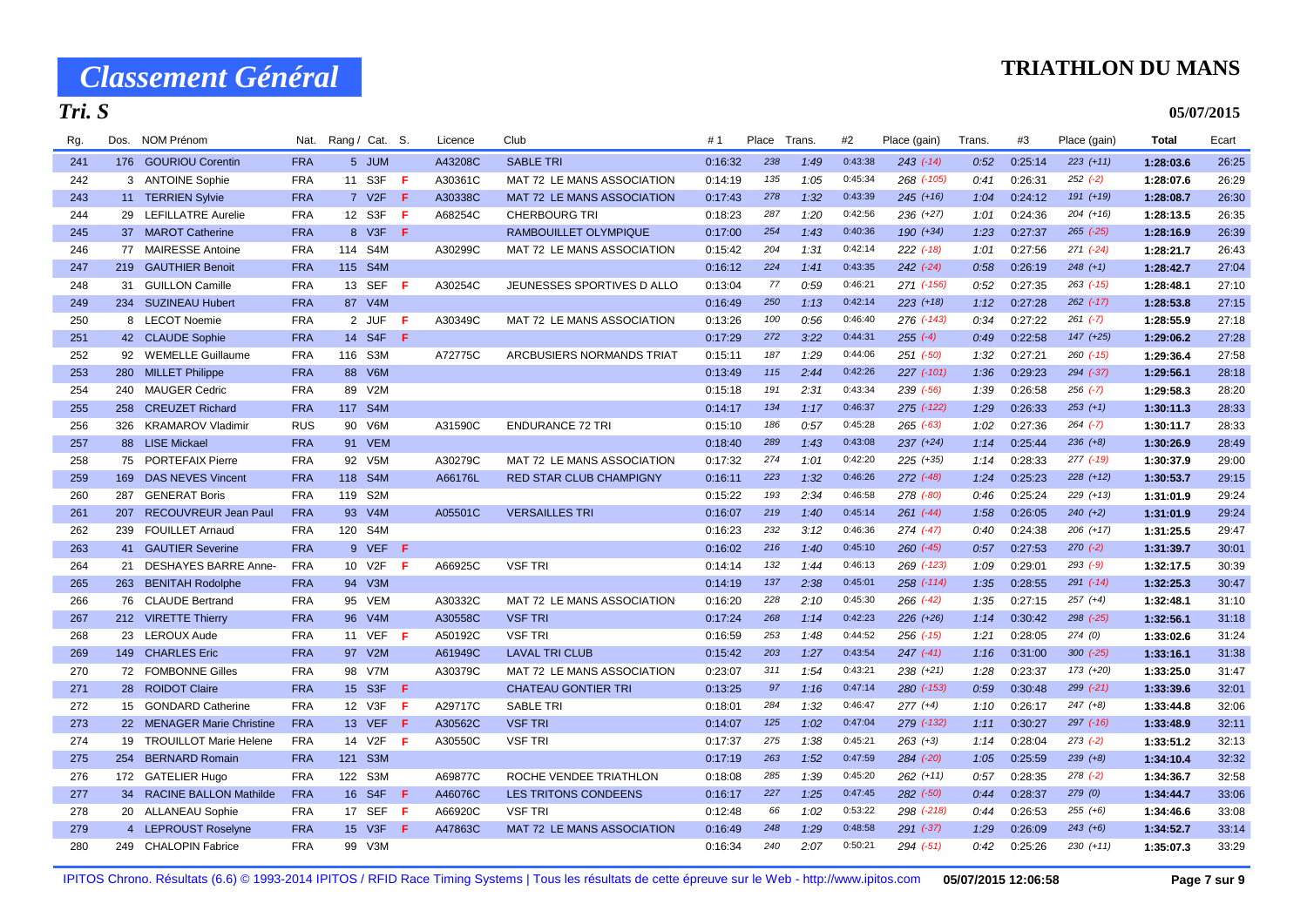# Classement Général

**TRIATHLON DU MANS**

**Tri. S**

**05/07/2015**

| Rg. | Dos. | NOM Prénom | Nat. | Rang / Cat. | S. | Licence | Club | #1 | Place | Trans. | #2 | Place (gain) | Trans. | #3 | Place (gain) | Total | Ecart |
|---|---|---|---|---|---|---|---|---|---|---|---|---|---|---|---|---|---|
| 241 | 176 | GOURIOU Corentin | FRA | 5 JUM | | A43208C | SABLE TRI | 0:16:32 | 238 | 1:49 | 0:43:38 | 243 (-14) | 0:52 | 0:25:14 | 223 (+11) | 1:28:03.6 | 26:25 |
| 242 | 3 | ANTOINE Sophie | FRA | 11 S3F | F | A30361C | MAT 72 LE MANS ASSOCIATION | 0:14:19 | 135 | 1:05 | 0:45:34 | 268 (-105) | 0:41 | 0:26:31 | 252 (-2) | 1:28:07.6 | 26:29 |
| 243 | 11 | TERRIEN Sylvie | FRA | 7 V2F | F | A30338C | MAT 72 LE MANS ASSOCIATION | 0:17:43 | 278 | 1:32 | 0:43:39 | 245 (+16) | 1:04 | 0:24:12 | 191 (+19) | 1:28:08.7 | 26:30 |
| 244 | 29 | LEFILLATRE Aurelie | FRA | 12 S3F | F | A68254C | CHERBOURG TRI | 0:18:23 | 287 | 1:20 | 0:42:56 | 236 (+27) | 1:01 | 0:24:36 | 204 (+16) | 1:28:13.5 | 26:35 |
| 245 | 37 | MAROT Catherine | FRA | 8 V3F | F | | RAMBOUILLET OLYMPIQUE | 0:17:00 | 254 | 1:43 | 0:40:36 | 190 (+34) | 1:23 | 0:27:37 | 265 (-25) | 1:28:16.9 | 26:39 |
| 246 | 77 | MAIRESSE Antoine | FRA | 114 S4M | | A30299C | MAT 72 LE MANS ASSOCIATION | 0:15:42 | 204 | 1:31 | 0:42:14 | 222 (-18) | 1:01 | 0:27:56 | 271 (-24) | 1:28:21.7 | 26:43 |
| 247 | 219 | GAUTHIER Benoit | FRA | 115 S4M | | | | 0:16:12 | 224 | 1:41 | 0:43:35 | 242 (-24) | 0:58 | 0:26:19 | 248 (+1) | 1:28:42.7 | 27:04 |
| 248 | 31 | GUILLON Camille | FRA | 13 SEF | F | A30254C | JEUNESSES SPORTIVES D ALLO | 0:13:04 | 77 | 0:59 | 0:46:21 | 271 (-156) | 0:52 | 0:27:35 | 263 (-15) | 1:28:48.1 | 27:10 |
| 249 | 234 | SUZINEAU Hubert | FRA | 87 V4M | | | | 0:16:49 | 250 | 1:13 | 0:42:14 | 223 (+18) | 1:12 | 0:27:28 | 262 (-17) | 1:28:53.8 | 27:15 |
| 250 | 8 | LECOT Noemie | FRA | 2 JUF | F | A30349C | MAT 72 LE MANS ASSOCIATION | 0:13:26 | 100 | 0:56 | 0:46:40 | 276 (-143) | 0:34 | 0:27:22 | 261 (-7) | 1:28:55.9 | 27:18 |
| 251 | 42 | CLAUDE Sophie | FRA | 14 S4F | F | | | 0:17:29 | 272 | 3:22 | 0:44:31 | 255 (-4) | 0:49 | 0:22:58 | 147 (+25) | 1:29:06.2 | 27:28 |
| 252 | 92 | WEMELLE Guillaume | FRA | 116 S3M | | A72775C | ARCBUSIERS NORMANDS TRIAT | 0:15:11 | 187 | 1:29 | 0:44:06 | 251 (-50) | 1:32 | 0:27:21 | 260 (-15) | 1:29:36.4 | 27:58 |
| 253 | 280 | MILLET Philippe | FRA | 88 V6M | | | | 0:13:49 | 115 | 2:44 | 0:42:26 | 227 (-101) | 1:36 | 0:29:23 | 294 (-37) | 1:29:56.1 | 28:18 |
| 254 | 240 | MAUGER Cedric | FRA | 89 V2M | | | | 0:15:18 | 191 | 2:31 | 0:43:34 | 239 (-56) | 1:39 | 0:26:58 | 256 (-7) | 1:29:58.3 | 28:20 |
| 255 | 258 | CREUZET Richard | FRA | 117 S4M | | | | 0:14:17 | 134 | 1:17 | 0:46:37 | 275 (-122) | 1:29 | 0:26:33 | 253 (+1) | 1:30:11.3 | 28:33 |
| 256 | 326 | KRAMAROV Vladimir | RUS | 90 V6M | | A31590C | ENDURANCE 72 TRI | 0:15:10 | 186 | 0:57 | 0:45:28 | 265 (-63) | 1:02 | 0:27:36 | 264 (-7) | 1:30:11.7 | 28:33 |
| 257 | 88 | LISE Mickael | FRA | 91 VEM | | | | 0:18:40 | 289 | 1:43 | 0:43:08 | 237 (+24) | 1:14 | 0:25:44 | 236 (+8) | 1:30:26.9 | 28:49 |
| 258 | 75 | PORTEFAIX Pierre | FRA | 92 V5M | | A30279C | MAT 72 LE MANS ASSOCIATION | 0:17:32 | 274 | 1:01 | 0:42:20 | 225 (+35) | 1:14 | 0:28:33 | 277 (-19) | 1:30:37.9 | 29:00 |
| 259 | 169 | DAS NEVES Vincent | FRA | 118 S4M | | A66176L | RED STAR CLUB CHAMPIGNY | 0:16:11 | 223 | 1:32 | 0:46:26 | 272 (-48) | 1:24 | 0:25:23 | 228 (+12) | 1:30:53.7 | 29:15 |
| 260 | 287 | GENERAT Boris | FRA | 119 S2M | | | | 0:15:22 | 193 | 2:34 | 0:46:58 | 278 (-80) | 0:46 | 0:25:24 | 229 (+13) | 1:31:01.9 | 29:24 |
| 261 | 207 | RECOUVREUR Jean Paul | FRA | 93 V4M | | A05501C | VERSAILLES TRI | 0:16:07 | 219 | 1:40 | 0:45:14 | 261 (-44) | 1:58 | 0:26:05 | 240 (+2) | 1:31:01.9 | 29:24 |
| 262 | 239 | FOUILLET Arnaud | FRA | 120 S4M | | | | 0:16:23 | 232 | 3:12 | 0:46:36 | 274 (-47) | 0:40 | 0:24:38 | 206 (+17) | 1:31:25.5 | 29:47 |
| 263 | 41 | GAUTIER Severine | FRA | 9 VEF | F | | | 0:16:02 | 216 | 1:40 | 0:45:10 | 260 (-45) | 0:57 | 0:27:53 | 270 (-2) | 1:31:39.7 | 30:01 |
| 264 | 21 | DESHAYES BARRE Anne- | FRA | 10 V2F | F | A66925C | VSF TRI | 0:14:14 | 132 | 1:44 | 0:46:13 | 269 (-123) | 1:09 | 0:29:01 | 293 (-9) | 1:32:17.5 | 30:39 |
| 265 | 263 | BENITAH Rodolphe | FRA | 94 V3M | | | | 0:14:19 | 137 | 2:38 | 0:45:01 | 258 (-114) | 1:35 | 0:28:55 | 291 (-14) | 1:32:25.3 | 30:47 |
| 266 | 76 | CLAUDE Bertrand | FRA | 95 VEM | | A30332C | MAT 72 LE MANS ASSOCIATION | 0:16:20 | 228 | 2:10 | 0:45:30 | 266 (-42) | 1:35 | 0:27:15 | 257 (+4) | 1:32:48.1 | 31:10 |
| 267 | 212 | VIRETTE Thierry | FRA | 96 V4M | | A30558C | VSF TRI | 0:17:24 | 268 | 1:14 | 0:42:23 | 226 (+26) | 1:14 | 0:30:42 | 298 (-25) | 1:32:56.1 | 31:18 |
| 268 | 23 | LEROUX Aude | FRA | 11 VEF | F | A50192C | VSF TRI | 0:16:59 | 253 | 1:48 | 0:44:52 | 256 (-15) | 1:21 | 0:28:05 | 274 (0) | 1:33:02.6 | 31:24 |
| 269 | 149 | CHARLES Eric | FRA | 97 V2M | | A61949C | LAVAL TRI CLUB | 0:15:42 | 203 | 1:27 | 0:43:54 | 247 (-41) | 1:16 | 0:31:00 | 300 (-25) | 1:33:16.1 | 31:38 |
| 270 | 72 | FOMBONNE Gilles | FRA | 98 V7M | | A30379C | MAT 72 LE MANS ASSOCIATION | 0:23:07 | 311 | 1:54 | 0:43:21 | 238 (+21) | 1:28 | 0:23:37 | 173 (+20) | 1:33:25.0 | 31:47 |
| 271 | 28 | ROIDOT Claire | FRA | 15 S3F | F | | CHATEAU GONTIER TRI | 0:13:25 | 97 | 1:16 | 0:47:14 | 280 (-153) | 0:59 | 0:30:48 | 299 (-21) | 1:33:39.6 | 32:01 |
| 272 | 15 | GONDARD Catherine | FRA | 12 V3F | F | A29717C | SABLE TRI | 0:18:01 | 284 | 1:32 | 0:46:47 | 277 (+4) | 1:10 | 0:26:17 | 247 (+8) | 1:33:44.8 | 32:06 |
| 273 | 22 | MENAGER Marie Christine | FRA | 13 VEF | F | A30562C | VSF TRI | 0:14:07 | 125 | 1:02 | 0:47:04 | 279 (-132) | 1:11 | 0:30:27 | 297 (-16) | 1:33:48.9 | 32:11 |
| 274 | 19 | TROUILLOT Marie Helene | FRA | 14 V2F | F | A30550C | VSF TRI | 0:17:37 | 275 | 1:38 | 0:45:21 | 263 (+3) | 1:14 | 0:28:04 | 273 (-2) | 1:33:51.2 | 32:13 |
| 275 | 254 | BERNARD Romain | FRA | 121 S3M | | | | 0:17:19 | 263 | 1:52 | 0:47:59 | 284 (-20) | 1:05 | 0:25:59 | 239 (+8) | 1:34:10.4 | 32:32 |
| 276 | 172 | GATELIER Hugo | FRA | 122 S3M | | A69877C | ROCHE VENDEE TRIATHLON | 0:18:08 | 285 | 1:39 | 0:45:20 | 262 (+11) | 0:57 | 0:28:35 | 278 (-2) | 1:34:36.7 | 32:58 |
| 277 | 34 | RACINE BALLON Mathilde | FRA | 16 S4F | F | A46076C | LES TRITONS CONDEENS | 0:16:17 | 227 | 1:25 | 0:47:45 | 282 (-50) | 0:44 | 0:28:37 | 279 (0) | 1:34:44.7 | 33:06 |
| 278 | 20 | ALLANEAU Sophie | FRA | 17 SEF | F | A66920C | VSF TRI | 0:12:48 | 66 | 1:02 | 0:53:22 | 298 (-218) | 0:44 | 0:26:53 | 255 (+6) | 1:34:46.6 | 33:08 |
| 279 | 4 | LEPROUST Roselyne | FRA | 15 V3F | F | A47863C | MAT 72 LE MANS ASSOCIATION | 0:16:49 | 248 | 1:29 | 0:48:58 | 291 (-37) | 1:29 | 0:26:09 | 243 (+6) | 1:34:52.7 | 33:14 |
| 280 | 249 | CHALOPIN Fabrice | FRA | 99 V3M | | | | 0:16:34 | 240 | 2:07 | 0:50:21 | 294 (-51) | 0:42 | 0:25:26 | 230 (+11) | 1:35:07.3 | 33:29 |

IPITOS Chrono. Résultats (6.6) © 1993-2014 IPITOS / RFID Race Timing Systems | Tous les résultats de cette épreuve sur le Web - http://www.ipitos.com 05/07/2015 12:06:58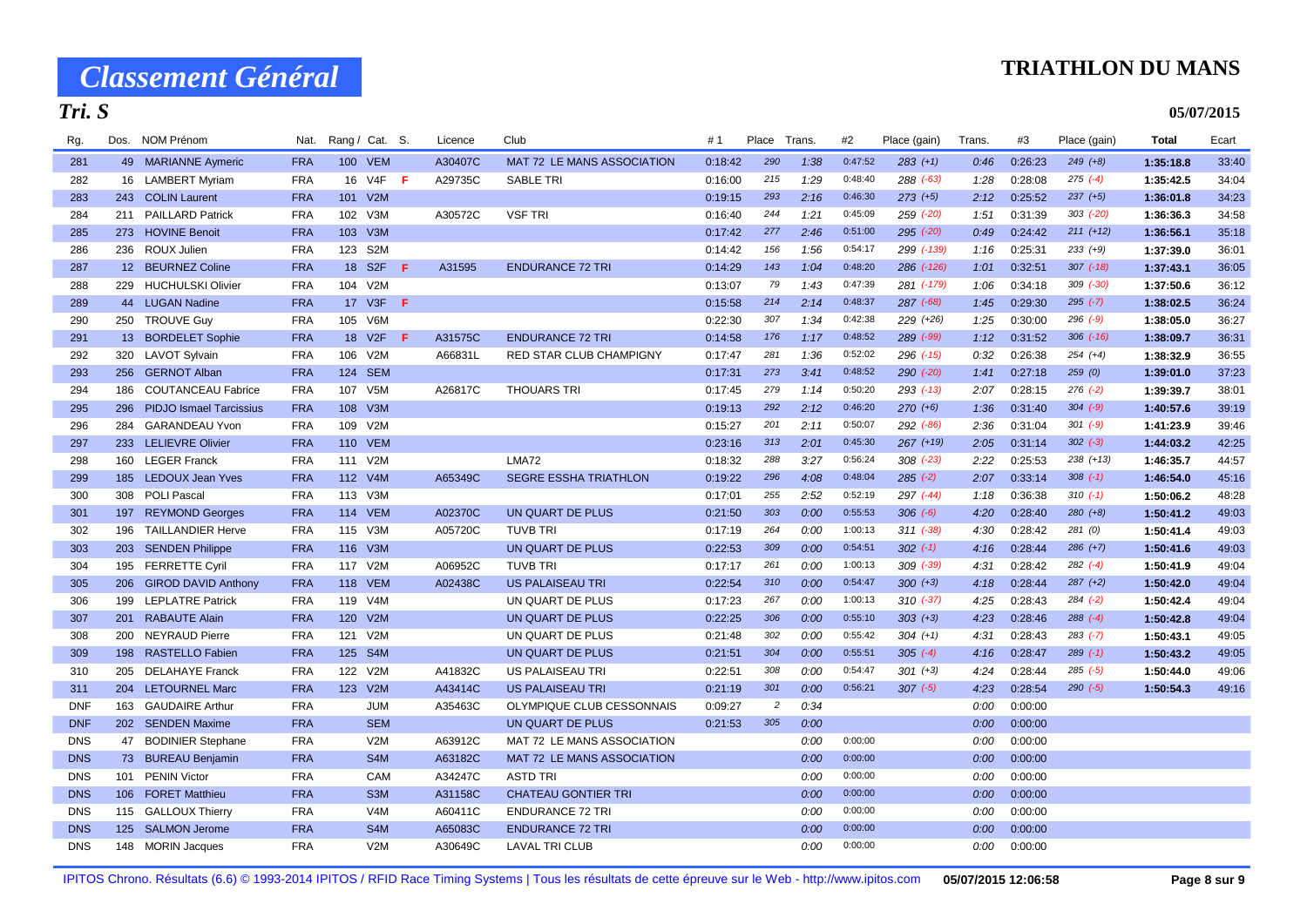# Classement Général

**TRIATHLON DU MANS**

**Tri. S**

**05/07/2015**

| Rg. | Dos. | NOM Prénom | Nat. | Rang / | Cat. | S. | Licence | Club | #1 | Place | Trans. | #2 | Place (gain) | Trans. | #3 | Place (gain) | Total | Ecart |
|---|---|---|---|---|---|---|---|---|---|---|---|---|---|---|---|---|---|---|
| 281 | 49 | MARIANNE Aymeric | FRA | 100 | VEM | | A30407C | MAT 72 LE MANS ASSOCIATION | 0:18:42 | 290 | 1:38 | 0:47:52 | 283 (+1) | 0:46 | 0:26:23 | 249 (+8) | 1:35:18.8 | 33:40 |
| 282 | 16 | LAMBERT Myriam | FRA | 16 | V4F | F | A29735C | SABLE TRI | 0:16:00 | 215 | 1:29 | 0:48:40 | 288 (-63) | 1:28 | 0:28:08 | 275 (-4) | 1:35:42.5 | 34:04 |
| 283 | 243 | COLIN Laurent | FRA | 101 | V2M | | | | 0:19:15 | 293 | 2:16 | 0:46:30 | 273 (+5) | 2:12 | 0:25:52 | 237 (+5) | 1:36:01.8 | 34:23 |
| 284 | 211 | PAILLARD Patrick | FRA | 102 | V3M | | A30572C | VSF TRI | 0:16:40 | 244 | 1:21 | 0:45:09 | 259 (-20) | 1:51 | 0:31:39 | 303 (-20) | 1:36:36.3 | 34:58 |
| 285 | 273 | HOVINE Benoit | FRA | 103 | V3M | | | | 0:17:42 | 277 | 2:46 | 0:51:00 | 295 (-20) | 0:49 | 0:24:42 | 211 (+12) | 1:36:56.1 | 35:18 |
| 286 | 236 | ROUX Julien | FRA | 123 | S2M | | | | 0:14:42 | 156 | 1:56 | 0:54:17 | 299 (-139) | 1:16 | 0:25:31 | 233 (+9) | 1:37:39.0 | 36:01 |
| 287 | 12 | BEURNEZ Coline | FRA | 18 | S2F | F | A31595 | ENDURANCE 72 TRI | 0:14:29 | 143 | 1:04 | 0:48:20 | 286 (-126) | 1:01 | 0:32:51 | 307 (-18) | 1:37:43.1 | 36:05 |
| 288 | 229 | HUCHULSKI Olivier | FRA | 104 | V2M | | | | 0:13:07 | 79 | 1:43 | 0:47:39 | 281 (-179) | 1:06 | 0:34:18 | 309 (-30) | 1:37:50.6 | 36:12 |
| 289 | 44 | LUGAN Nadine | FRA | 17 | V3F | F | | | 0:15:58 | 214 | 2:14 | 0:48:37 | 287 (-68) | 1:45 | 0:29:30 | 295 (-7) | 1:38:02.5 | 36:24 |
| 290 | 250 | TROUVE Guy | FRA | 105 | V6M | | | | 0:22:30 | 307 | 1:34 | 0:42:38 | 229 (+26) | 1:25 | 0:30:00 | 296 (-9) | 1:38:05.0 | 36:27 |
| 291 | 13 | BORDELET Sophie | FRA | 18 | V2F | F | A31575C | ENDURANCE 72 TRI | 0:14:58 | 176 | 1:17 | 0:48:52 | 289 (-99) | 1:12 | 0:31:52 | 306 (-16) | 1:38:09.7 | 36:31 |
| 292 | 320 | LAVOT Sylvain | FRA | 106 | V2M | | A66831L | RED STAR CLUB CHAMPIGNY | 0:17:47 | 281 | 1:36 | 0:52:02 | 296 (-15) | 0:32 | 0:26:38 | 254 (+4) | 1:38:32.9 | 36:55 |
| 293 | 256 | GERNOT Alban | FRA | 124 | SEM | | | | 0:17:31 | 273 | 3:41 | 0:48:52 | 290 (-20) | 1:41 | 0:27:18 | 259 (0) | 1:39:01.0 | 37:23 |
| 294 | 186 | COUTANCEAU Fabrice | FRA | 107 | V5M | | A26817C | THOUARS TRI | 0:17:45 | 279 | 1:14 | 0:50:20 | 293 (-13) | 2:07 | 0:28:15 | 276 (-2) | 1:39:39.7 | 38:01 |
| 295 | 296 | PIDJO Ismael Tarcissius | FRA | 108 | V3M | | | | 0:19:13 | 292 | 2:12 | 0:46:20 | 270 (+6) | 1:36 | 0:31:40 | 304 (-9) | 1:40:57.6 | 39:19 |
| 296 | 284 | GARANDEAU Yvon | FRA | 109 | V2M | | | | 0:15:27 | 201 | 2:11 | 0:50:07 | 292 (-86) | 2:36 | 0:31:04 | 301 (-9) | 1:41:23.9 | 39:46 |
| 297 | 233 | LELIEVRE Olivier | FRA | 110 | VEM | | | | 0:23:16 | 313 | 2:01 | 0:45:30 | 267 (+19) | 2:05 | 0:31:14 | 302 (-3) | 1:44:03.2 | 42:25 |
| 298 | 160 | LEGER Franck | FRA | 111 | V2M | | | LMA72 | 0:18:32 | 288 | 3:27 | 0:56:24 | 308 (-23) | 2:22 | 0:25:53 | 238 (+13) | 1:46:35.7 | 44:57 |
| 299 | 185 | LEDOUX Jean Yves | FRA | 112 | V4M | | A65349C | SEGRE ESSHA TRIATHLON | 0:19:22 | 296 | 4:08 | 0:48:04 | 285 (-2) | 2:07 | 0:33:14 | 308 (-1) | 1:46:54.0 | 45:16 |
| 300 | 308 | POLI Pascal | FRA | 113 | V3M | | | | 0:17:01 | 255 | 2:52 | 0:52:19 | 297 (-44) | 1:18 | 0:36:38 | 310 (-1) | 1:50:06.2 | 48:28 |
| 301 | 197 | REYMOND Georges | FRA | 114 | VEM | | A02370C | UN QUART DE PLUS | 0:21:50 | 303 | 0:00 | 0:55:53 | 306 (-6) | 4:20 | 0:28:40 | 280 (+8) | 1:50:41.2 | 49:03 |
| 302 | 196 | TAILLANDIER Herve | FRA | 115 | V3M | | A05720C | TUVB TRI | 0:17:19 | 264 | 0:00 | 1:00:13 | 311 (-38) | 4:30 | 0:28:42 | 281 (0) | 1:50:41.4 | 49:03 |
| 303 | 203 | SENDEN Philippe | FRA | 116 | V3M | | | UN QUART DE PLUS | 0:22:53 | 309 | 0:00 | 0:54:51 | 302 (-1) | 4:16 | 0:28:44 | 286 (+7) | 1:50:41.6 | 49:03 |
| 304 | 195 | FERRETTE Cyril | FRA | 117 | V2M | | A06952C | TUVB TRI | 0:17:17 | 261 | 0:00 | 1:00:13 | 309 (-39) | 4:31 | 0:28:42 | 282 (-4) | 1:50:41.9 | 49:04 |
| 305 | 206 | GIROD DAVID Anthony | FRA | 118 | VEM | | A02438C | US PALAISEAU TRI | 0:22:54 | 310 | 0:00 | 0:54:47 | 300 (+3) | 4:18 | 0:28:44 | 287 (+2) | 1:50:42.0 | 49:04 |
| 306 | 199 | LEPLATRE Patrick | FRA | 119 | V4M | | | UN QUART DE PLUS | 0:17:23 | 267 | 0:00 | 1:00:13 | 310 (-37) | 4:25 | 0:28:43 | 284 (-2) | 1:50:42.4 | 49:04 |
| 307 | 201 | RABAUTE Alain | FRA | 120 | V2M | | | UN QUART DE PLUS | 0:22:25 | 306 | 0:00 | 0:55:10 | 303 (+3) | 4:23 | 0:28:46 | 288 (-4) | 1:50:42.8 | 49:04 |
| 308 | 200 | NEYRAUD Pierre | FRA | 121 | V2M | | | UN QUART DE PLUS | 0:21:48 | 302 | 0:00 | 0:55:42 | 304 (+1) | 4:31 | 0:28:43 | 283 (-7) | 1:50:43.1 | 49:05 |
| 309 | 198 | RASTELLO Fabien | FRA | 125 | S4M | | | UN QUART DE PLUS | 0:21:51 | 304 | 0:00 | 0:55:51 | 305 (-4) | 4:16 | 0:28:47 | 289 (-1) | 1:50:43.2 | 49:05 |
| 310 | 205 | DELAHAYE Franck | FRA | 122 | V2M | | A41832C | US PALAISEAU TRI | 0:22:51 | 308 | 0:00 | 0:54:47 | 301 (+3) | 4:24 | 0:28:44 | 285 (-5) | 1:50:44.0 | 49:06 |
| 311 | 204 | LETOURNEL Marc | FRA | 123 | V2M | | A43414C | US PALAISEAU TRI | 0:21:19 | 301 | 0:00 | 0:56:21 | 307 (-5) | 4:23 | 0:28:54 | 290 (-5) | 1:50:54.3 | 49:16 |
| DNF | 163 | GAUDAIRE Arthur | FRA | | JUM | | A35463C | OLYMPIQUE CLUB CESSONNAIS | 0:09:27 | 2 | 0:34 | | | 0:00 | 0:00:00 | | | |
| DNF | 202 | SENDEN Maxime | FRA | | SEM | | | UN QUART DE PLUS | 0:21:53 | 305 | 0:00 | | | 0:00 | 0:00:00 | | | |
| DNS | 47 | BODINIER Stephane | FRA | | V2M | | A63912C | MAT 72 LE MANS ASSOCIATION | | | 0:00 | 0:00:00 | | 0:00 | 0:00:00 | | | |
| DNS | 73 | BUREAU Benjamin | FRA | | S4M | | A63182C | MAT 72 LE MANS ASSOCIATION | | | 0:00 | 0:00:00 | | 0:00 | 0:00:00 | | | |
| DNS | 101 | PENIN Victor | FRA | | CAM | | A34247C | ASTD TRI | | | 0:00 | 0:00:00 | | 0:00 | 0:00:00 | | | |
| DNS | 106 | FORET Matthieu | FRA | | S3M | | A31158C | CHATEAU GONTIER TRI | | | 0:00 | 0:00:00 | | 0:00 | 0:00:00 | | | |
| DNS | 115 | GALLOUX Thierry | FRA | | V4M | | A60411C | ENDURANCE 72 TRI | | | 0:00 | 0:00:00 | | 0:00 | 0:00:00 | | | |
| DNS | 125 | SALMON Jerome | FRA | | S4M | | A65083C | ENDURANCE 72 TRI | | | 0:00 | 0:00:00 | | 0:00 | 0:00:00 | | | |
| DNS | 148 | MORIN Jacques | FRA | | V2M | | A30649C | LAVAL TRI CLUB | | | 0:00 | 0:00:00 | | 0:00 | 0:00:00 | | | |

IPITOS Chrono. Résultats (6.6) © 1993-2014 IPITOS / RFID Race Timing Systems | Tous les résultats de cette épreuve sur le Web - http://www.ipitos.com 05/07/2015 12:06:58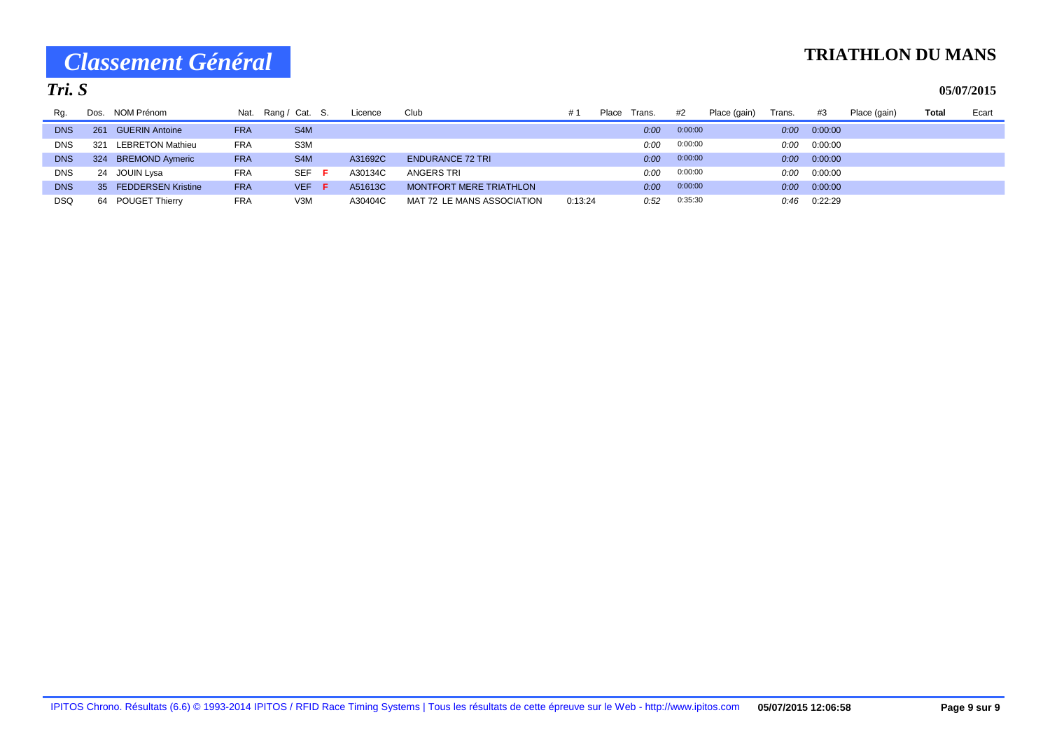# Classement Général

# TRIATHLON DU MANS

## Tri. S

05/07/2015

| Rg. | Dos. | NOM Prénom | Nat. | Rang / Cat. | S. | Licence | Club | # 1 | Place | Trans. | #2 | Place (gain) | Trans. | #3 | Place (gain) | Total | Ecart |
|---|---|---|---|---|---|---|---|---|---|---|---|---|---|---|---|---|---|
| DNS | 261 | GUERIN Antoine | FRA | S4M | | | | | | 0:00 | 0:00:00 | | 0:00 | 0:00:00 | | | |
| DNS | 321 | LEBRETON Mathieu | FRA | S3M | | | | | | 0:00 | 0:00:00 | | 0:00 | 0:00:00 | | | |
| DNS | 324 | BREMOND Aymeric | FRA | S4M | | A31692C | ENDURANCE 72 TRI | | | 0:00 | 0:00:00 | | 0:00 | 0:00:00 | | | |
| DNS | 24 | JOUIN Lysa | FRA | SEF | F | A30134C | ANGERS TRI | | | 0:00 | 0:00:00 | | 0:00 | 0:00:00 | | | |
| DNS | 35 | FEDDERSEN Kristine | FRA | VEF | F | A51613C | MONTFORT MERE TRIATHLON | | | 0:00 | 0:00:00 | | 0:00 | 0:00:00 | | | |
| DSQ | 64 | POUGET Thierry | FRA | V3M | | A30404C | MAT 72 LE MANS ASSOCIATION | 0:13:24 | | 0:52 | 0:35:30 | | 0:46 | 0:22:29 | | | |

IPITOS Chrono. Résultats (6.6) © 1993-2014 IPITOS / RFID Race Timing Systems | Tous les résultats de cette épreuve sur le Web - http://www.ipitos.com 05/07/2015 12:06:58